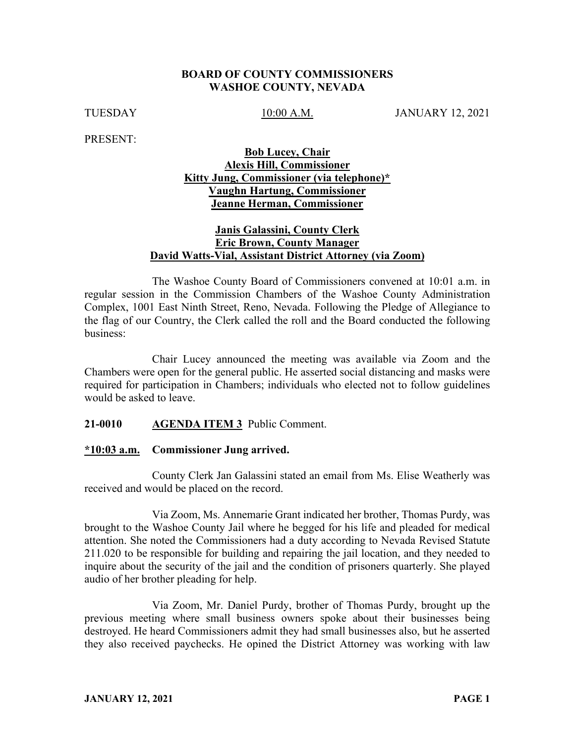**BOARD OF COUNTY COMMISSIONERS**
**WASHOE COUNTY, NEVADA**

TUESDAY 10:00 A.M. JANUARY 12, 2021

PRESENT:

**Bob Lucey, Chair**
**Alexis Hill, Commissioner**
**Kitty Jung, Commissioner (via telephone)***
**Vaughn Hartung, Commissioner**
**Jeanne Herman, Commissioner**

**Janis Galassini, County Clerk**
**Eric Brown, County Manager**
**David Watts-Vial, Assistant District Attorney (via Zoom)**

The Washoe County Board of Commissioners convened at 10:01 a.m. in regular session in the Commission Chambers of the Washoe County Administration Complex, 1001 East Ninth Street, Reno, Nevada. Following the Pledge of Allegiance to the flag of our Country, the Clerk called the roll and the Board conducted the following business:

Chair Lucey announced the meeting was available via Zoom and the Chambers were open for the general public. He asserted social distancing and masks were required for participation in Chambers; individuals who elected not to follow guidelines would be asked to leave.

**21-0010 AGENDA ITEM 3** Public Comment.

**\*10:03 a.m. Commissioner Jung arrived.**

County Clerk Jan Galassini stated an email from Ms. Elise Weatherly was received and would be placed on the record.

Via Zoom, Ms. Annemarie Grant indicated her brother, Thomas Purdy, was brought to the Washoe County Jail where he begged for his life and pleaded for medical attention. She noted the Commissioners had a duty according to Nevada Revised Statute 211.020 to be responsible for building and repairing the jail location, and they needed to inquire about the security of the jail and the condition of prisoners quarterly. She played audio of her brother pleading for help.

Via Zoom, Mr. Daniel Purdy, brother of Thomas Purdy, brought up the previous meeting where small business owners spoke about their businesses being destroyed. He heard Commissioners admit they had small businesses also, but he asserted they also received paychecks. He opined the District Attorney was working with law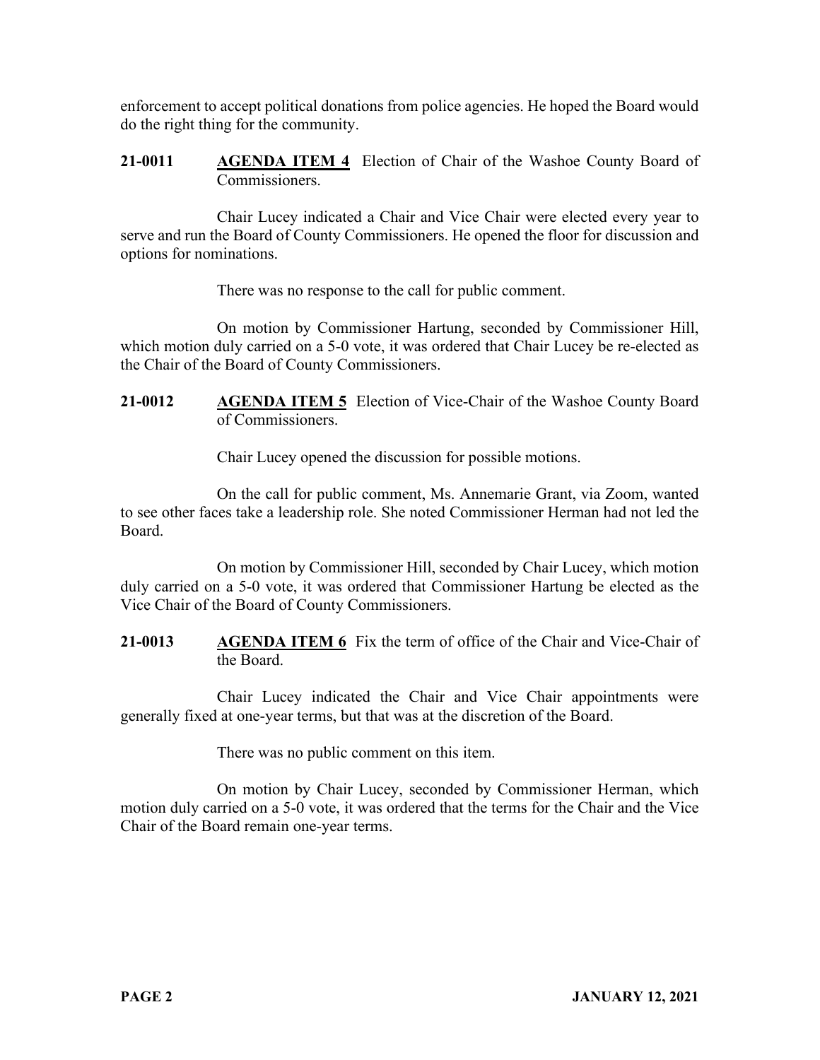enforcement to accept political donations from police agencies. He hoped the Board would do the right thing for the community.

**21-0011** **AGENDA ITEM 4** Election of Chair of the Washoe County Board of Commissioners.

Chair Lucey indicated a Chair and Vice Chair were elected every year to serve and run the Board of County Commissioners. He opened the floor for discussion and options for nominations.

There was no response to the call for public comment.

On motion by Commissioner Hartung, seconded by Commissioner Hill, which motion duly carried on a 5-0 vote, it was ordered that Chair Lucey be re-elected as the Chair of the Board of County Commissioners.

**21-0012** **AGENDA ITEM 5** Election of Vice-Chair of the Washoe County Board of Commissioners.

Chair Lucey opened the discussion for possible motions.

On the call for public comment, Ms. Annemarie Grant, via Zoom, wanted to see other faces take a leadership role. She noted Commissioner Herman had not led the Board.

On motion by Commissioner Hill, seconded by Chair Lucey, which motion duly carried on a 5-0 vote, it was ordered that Commissioner Hartung be elected as the Vice Chair of the Board of County Commissioners.

**21-0013** **AGENDA ITEM 6** Fix the term of office of the Chair and Vice-Chair of the Board.

Chair Lucey indicated the Chair and Vice Chair appointments were generally fixed at one-year terms, but that was at the discretion of the Board.

There was no public comment on this item.

On motion by Chair Lucey, seconded by Commissioner Herman, which motion duly carried on a 5-0 vote, it was ordered that the terms for the Chair and the Vice Chair of the Board remain one-year terms.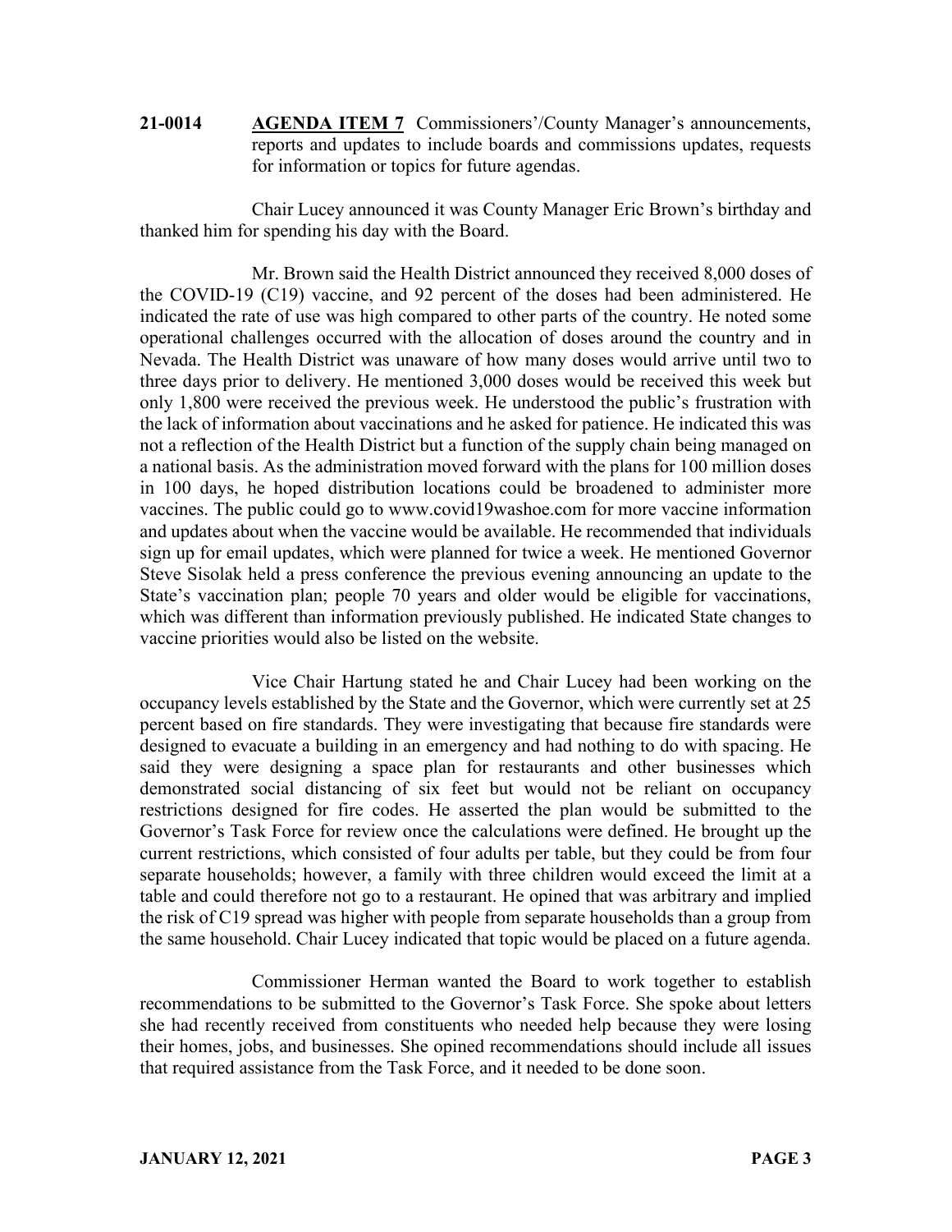**21-0014** **AGENDA ITEM 7** Commissioners'/County Manager's announcements, reports and updates to include boards and commissions updates, requests for information or topics for future agendas.

Chair Lucey announced it was County Manager Eric Brown's birthday and thanked him for spending his day with the Board.

Mr. Brown said the Health District announced they received 8,000 doses of the COVID-19 (C19) vaccine, and 92 percent of the doses had been administered. He indicated the rate of use was high compared to other parts of the country. He noted some operational challenges occurred with the allocation of doses around the country and in Nevada. The Health District was unaware of how many doses would arrive until two to three days prior to delivery. He mentioned 3,000 doses would be received this week but only 1,800 were received the previous week. He understood the public's frustration with the lack of information about vaccinations and he asked for patience. He indicated this was not a reflection of the Health District but a function of the supply chain being managed on a national basis. As the administration moved forward with the plans for 100 million doses in 100 days, he hoped distribution locations could be broadened to administer more vaccines. The public could go to www.covid19washoe.com for more vaccine information and updates about when the vaccine would be available. He recommended that individuals sign up for email updates, which were planned for twice a week. He mentioned Governor Steve Sisolak held a press conference the previous evening announcing an update to the State's vaccination plan; people 70 years and older would be eligible for vaccinations, which was different than information previously published. He indicated State changes to vaccine priorities would also be listed on the website.

Vice Chair Hartung stated he and Chair Lucey had been working on the occupancy levels established by the State and the Governor, which were currently set at 25 percent based on fire standards. They were investigating that because fire standards were designed to evacuate a building in an emergency and had nothing to do with spacing. He said they were designing a space plan for restaurants and other businesses which demonstrated social distancing of six feet but would not be reliant on occupancy restrictions designed for fire codes. He asserted the plan would be submitted to the Governor's Task Force for review once the calculations were defined. He brought up the current restrictions, which consisted of four adults per table, but they could be from four separate households; however, a family with three children would exceed the limit at a table and could therefore not go to a restaurant. He opined that was arbitrary and implied the risk of C19 spread was higher with people from separate households than a group from the same household. Chair Lucey indicated that topic would be placed on a future agenda.

Commissioner Herman wanted the Board to work together to establish recommendations to be submitted to the Governor's Task Force. She spoke about letters she had recently received from constituents who needed help because they were losing their homes, jobs, and businesses. She opined recommendations should include all issues that required assistance from the Task Force, and it needed to be done soon.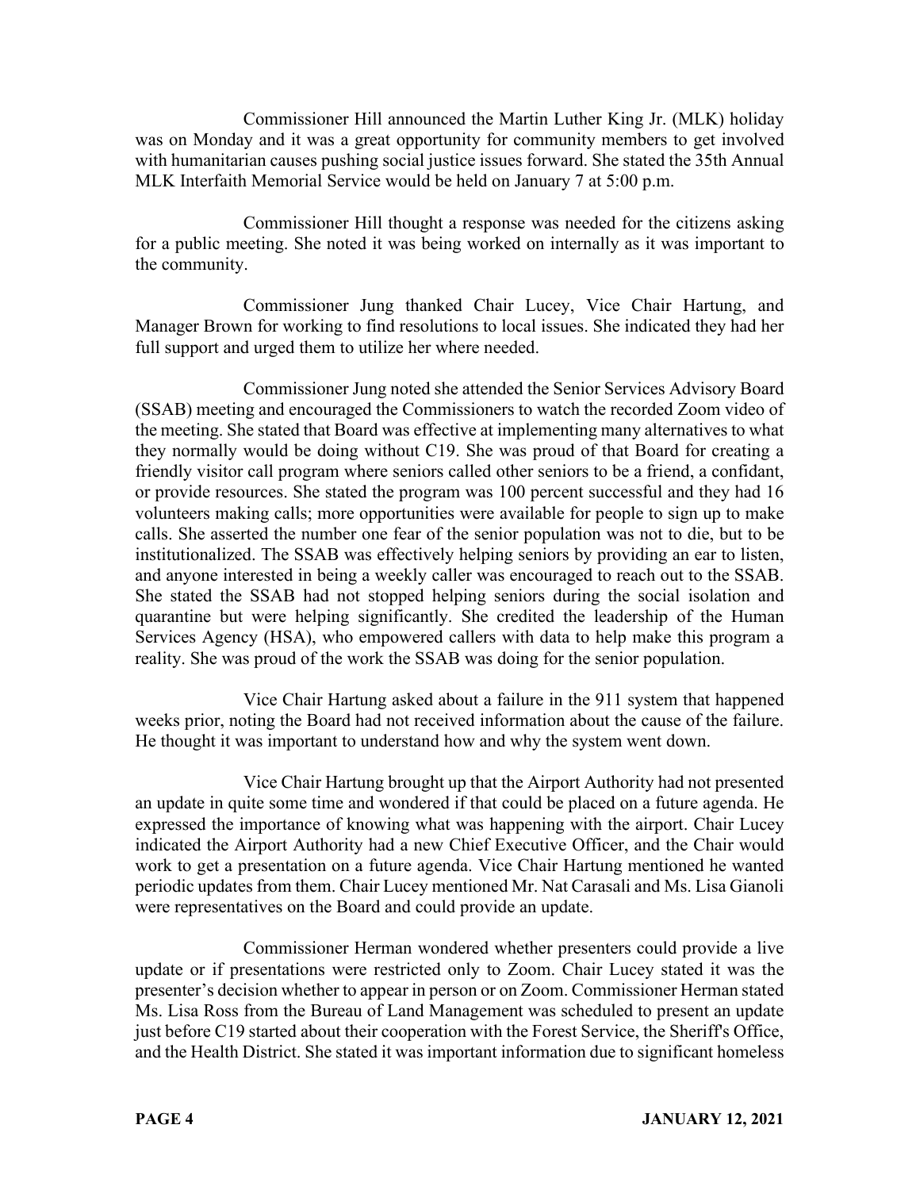Commissioner Hill announced the Martin Luther King Jr. (MLK) holiday was on Monday and it was a great opportunity for community members to get involved with humanitarian causes pushing social justice issues forward. She stated the 35th Annual MLK Interfaith Memorial Service would be held on January 7 at 5:00 p.m.

Commissioner Hill thought a response was needed for the citizens asking for a public meeting. She noted it was being worked on internally as it was important to the community.

Commissioner Jung thanked Chair Lucey, Vice Chair Hartung, and Manager Brown for working to find resolutions to local issues. She indicated they had her full support and urged them to utilize her where needed.

Commissioner Jung noted she attended the Senior Services Advisory Board (SSAB) meeting and encouraged the Commissioners to watch the recorded Zoom video of the meeting. She stated that Board was effective at implementing many alternatives to what they normally would be doing without C19. She was proud of that Board for creating a friendly visitor call program where seniors called other seniors to be a friend, a confidant, or provide resources. She stated the program was 100 percent successful and they had 16 volunteers making calls; more opportunities were available for people to sign up to make calls. She asserted the number one fear of the senior population was not to die, but to be institutionalized. The SSAB was effectively helping seniors by providing an ear to listen, and anyone interested in being a weekly caller was encouraged to reach out to the SSAB. She stated the SSAB had not stopped helping seniors during the social isolation and quarantine but were helping significantly. She credited the leadership of the Human Services Agency (HSA), who empowered callers with data to help make this program a reality. She was proud of the work the SSAB was doing for the senior population.

Vice Chair Hartung asked about a failure in the 911 system that happened weeks prior, noting the Board had not received information about the cause of the failure. He thought it was important to understand how and why the system went down.

Vice Chair Hartung brought up that the Airport Authority had not presented an update in quite some time and wondered if that could be placed on a future agenda. He expressed the importance of knowing what was happening with the airport. Chair Lucey indicated the Airport Authority had a new Chief Executive Officer, and the Chair would work to get a presentation on a future agenda. Vice Chair Hartung mentioned he wanted periodic updates from them. Chair Lucey mentioned Mr. Nat Carasali and Ms. Lisa Gianoli were representatives on the Board and could provide an update.

Commissioner Herman wondered whether presenters could provide a live update or if presentations were restricted only to Zoom. Chair Lucey stated it was the presenter's decision whether to appear in person or on Zoom. Commissioner Herman stated Ms. Lisa Ross from the Bureau of Land Management was scheduled to present an update just before C19 started about their cooperation with the Forest Service, the Sheriff's Office, and the Health District. She stated it was important information due to significant homeless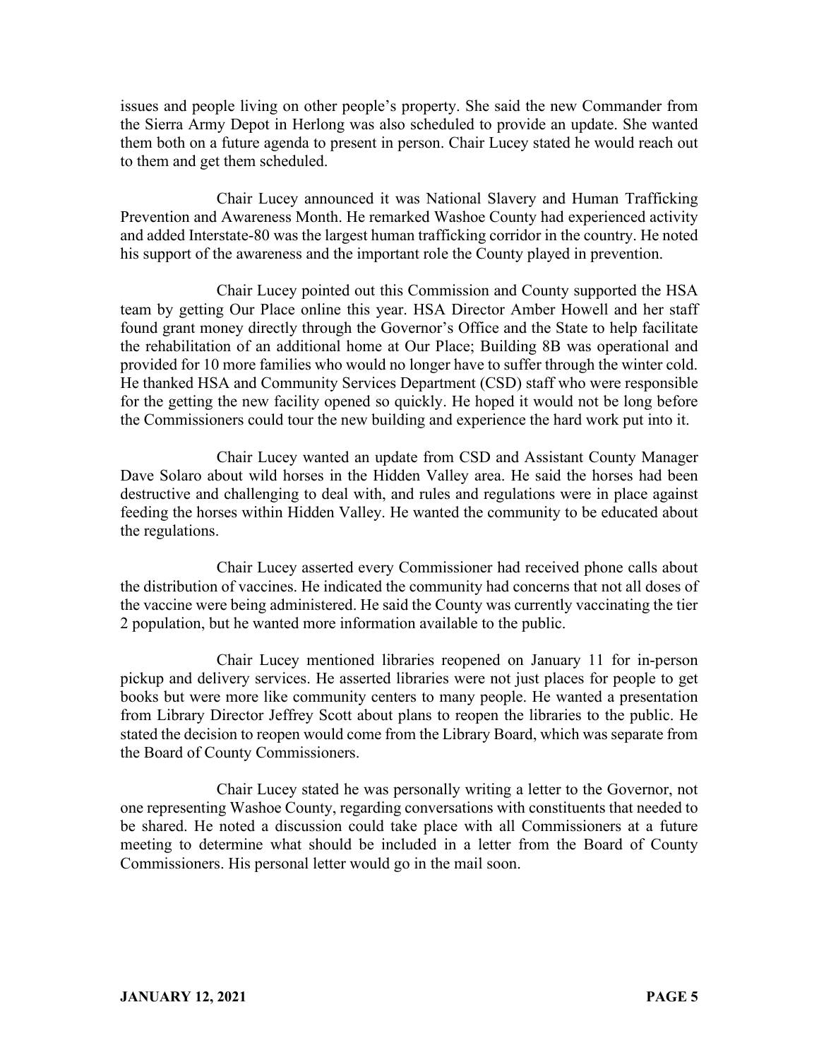issues and people living on other people's property. She said the new Commander from the Sierra Army Depot in Herlong was also scheduled to provide an update. She wanted them both on a future agenda to present in person. Chair Lucey stated he would reach out to them and get them scheduled.

Chair Lucey announced it was National Slavery and Human Trafficking Prevention and Awareness Month. He remarked Washoe County had experienced activity and added Interstate-80 was the largest human trafficking corridor in the country. He noted his support of the awareness and the important role the County played in prevention.

Chair Lucey pointed out this Commission and County supported the HSA team by getting Our Place online this year. HSA Director Amber Howell and her staff found grant money directly through the Governor's Office and the State to help facilitate the rehabilitation of an additional home at Our Place; Building 8B was operational and provided for 10 more families who would no longer have to suffer through the winter cold. He thanked HSA and Community Services Department (CSD) staff who were responsible for the getting the new facility opened so quickly. He hoped it would not be long before the Commissioners could tour the new building and experience the hard work put into it.

Chair Lucey wanted an update from CSD and Assistant County Manager Dave Solaro about wild horses in the Hidden Valley area. He said the horses had been destructive and challenging to deal with, and rules and regulations were in place against feeding the horses within Hidden Valley. He wanted the community to be educated about the regulations.

Chair Lucey asserted every Commissioner had received phone calls about the distribution of vaccines. He indicated the community had concerns that not all doses of the vaccine were being administered. He said the County was currently vaccinating the tier 2 population, but he wanted more information available to the public.

Chair Lucey mentioned libraries reopened on January 11 for in-person pickup and delivery services. He asserted libraries were not just places for people to get books but were more like community centers to many people. He wanted a presentation from Library Director Jeffrey Scott about plans to reopen the libraries to the public. He stated the decision to reopen would come from the Library Board, which was separate from the Board of County Commissioners.

Chair Lucey stated he was personally writing a letter to the Governor, not one representing Washoe County, regarding conversations with constituents that needed to be shared. He noted a discussion could take place with all Commissioners at a future meeting to determine what should be included in a letter from the Board of County Commissioners. His personal letter would go in the mail soon.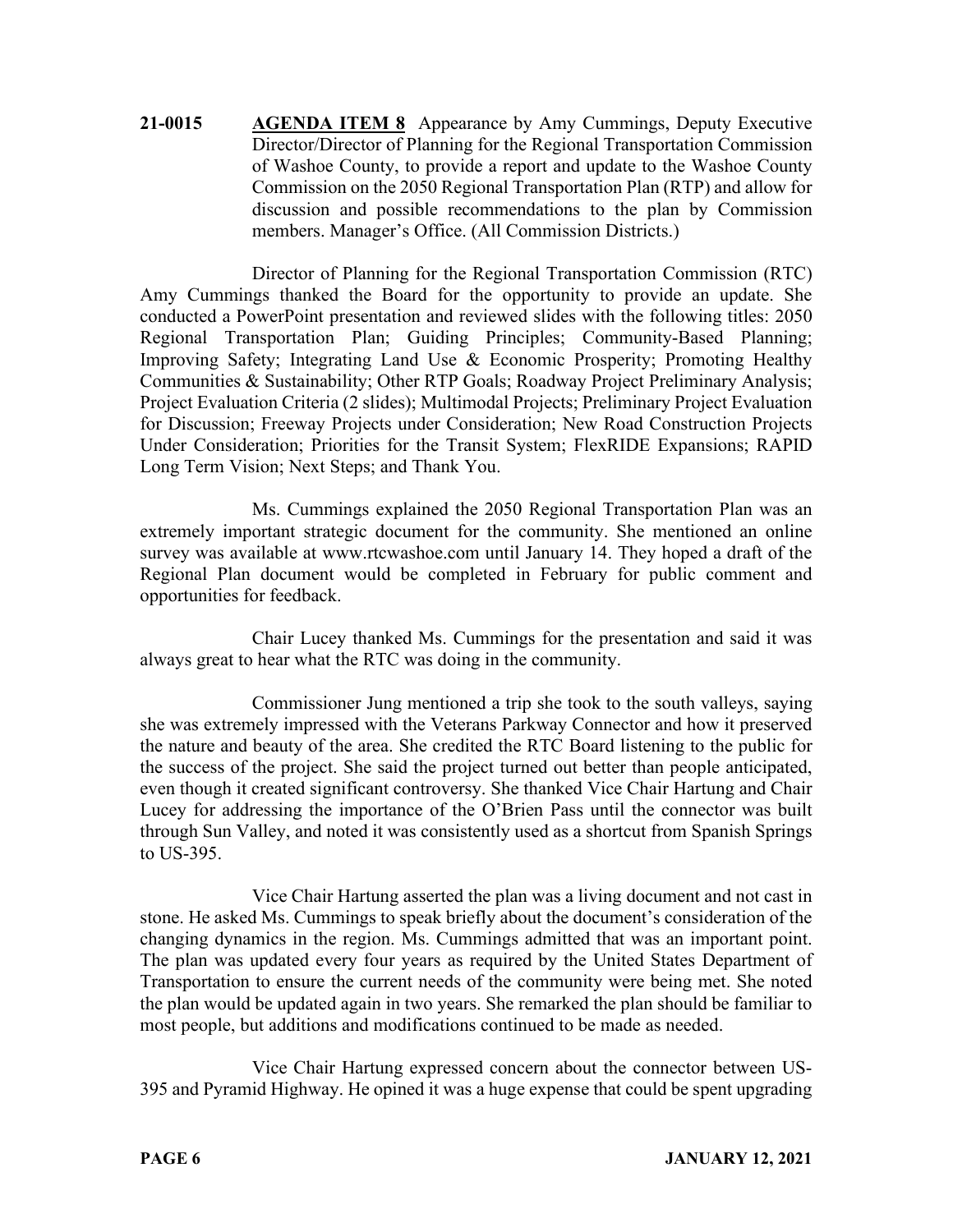**21-0015** **AGENDA ITEM 8** Appearance by Amy Cummings, Deputy Executive Director/Director of Planning for the Regional Transportation Commission of Washoe County, to provide a report and update to the Washoe County Commission on the 2050 Regional Transportation Plan (RTP) and allow for discussion and possible recommendations to the plan by Commission members. Manager's Office. (All Commission Districts.)

Director of Planning for the Regional Transportation Commission (RTC) Amy Cummings thanked the Board for the opportunity to provide an update. She conducted a PowerPoint presentation and reviewed slides with the following titles: 2050 Regional Transportation Plan; Guiding Principles; Community-Based Planning; Improving Safety; Integrating Land Use & Economic Prosperity; Promoting Healthy Communities & Sustainability; Other RTP Goals; Roadway Project Preliminary Analysis; Project Evaluation Criteria (2 slides); Multimodal Projects; Preliminary Project Evaluation for Discussion; Freeway Projects under Consideration; New Road Construction Projects Under Consideration; Priorities for the Transit System; FlexRIDE Expansions; RAPID Long Term Vision; Next Steps; and Thank You.

Ms. Cummings explained the 2050 Regional Transportation Plan was an extremely important strategic document for the community. She mentioned an online survey was available at www.rtcwashoe.com until January 14. They hoped a draft of the Regional Plan document would be completed in February for public comment and opportunities for feedback.

Chair Lucey thanked Ms. Cummings for the presentation and said it was always great to hear what the RTC was doing in the community.

Commissioner Jung mentioned a trip she took to the south valleys, saying she was extremely impressed with the Veterans Parkway Connector and how it preserved the nature and beauty of the area. She credited the RTC Board listening to the public for the success of the project. She said the project turned out better than people anticipated, even though it created significant controversy. She thanked Vice Chair Hartung and Chair Lucey for addressing the importance of the O'Brien Pass until the connector was built through Sun Valley, and noted it was consistently used as a shortcut from Spanish Springs to US-395.

Vice Chair Hartung asserted the plan was a living document and not cast in stone. He asked Ms. Cummings to speak briefly about the document's consideration of the changing dynamics in the region. Ms. Cummings admitted that was an important point. The plan was updated every four years as required by the United States Department of Transportation to ensure the current needs of the community were being met. She noted the plan would be updated again in two years. She remarked the plan should be familiar to most people, but additions and modifications continued to be made as needed.

Vice Chair Hartung expressed concern about the connector between US-395 and Pyramid Highway. He opined it was a huge expense that could be spent upgrading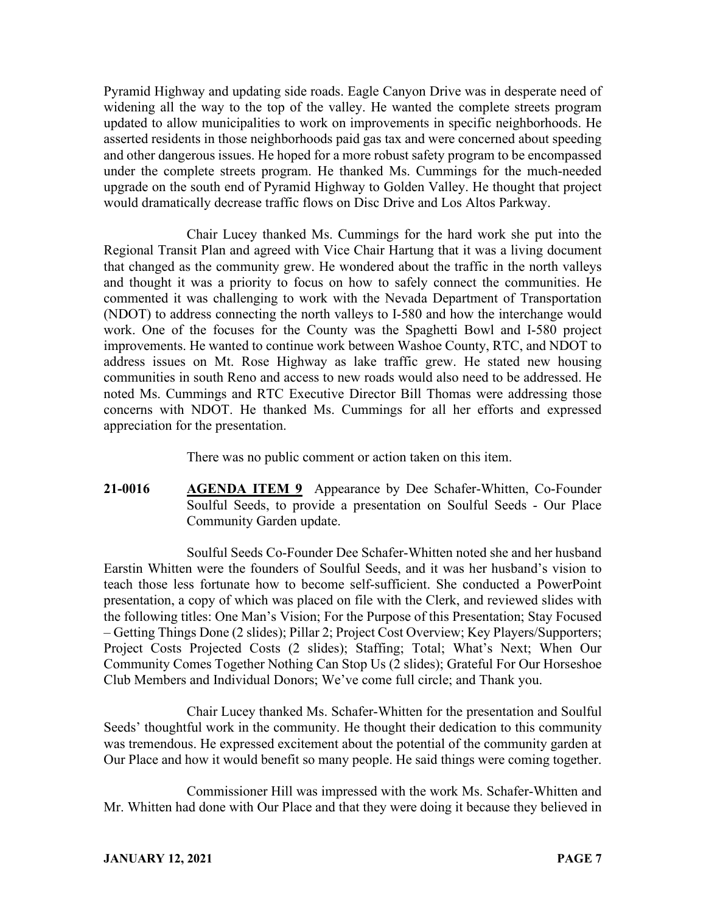Pyramid Highway and updating side roads. Eagle Canyon Drive was in desperate need of widening all the way to the top of the valley. He wanted the complete streets program updated to allow municipalities to work on improvements in specific neighborhoods. He asserted residents in those neighborhoods paid gas tax and were concerned about speeding and other dangerous issues. He hoped for a more robust safety program to be encompassed under the complete streets program. He thanked Ms. Cummings for the much-needed upgrade on the south end of Pyramid Highway to Golden Valley. He thought that project would dramatically decrease traffic flows on Disc Drive and Los Altos Parkway.

Chair Lucey thanked Ms. Cummings for the hard work she put into the Regional Transit Plan and agreed with Vice Chair Hartung that it was a living document that changed as the community grew. He wondered about the traffic in the north valleys and thought it was a priority to focus on how to safely connect the communities. He commented it was challenging to work with the Nevada Department of Transportation (NDOT) to address connecting the north valleys to I-580 and how the interchange would work. One of the focuses for the County was the Spaghetti Bowl and I-580 project improvements. He wanted to continue work between Washoe County, RTC, and NDOT to address issues on Mt. Rose Highway as lake traffic grew. He stated new housing communities in south Reno and access to new roads would also need to be addressed. He noted Ms. Cummings and RTC Executive Director Bill Thomas were addressing those concerns with NDOT. He thanked Ms. Cummings for all her efforts and expressed appreciation for the presentation.

There was no public comment or action taken on this item.

**21-0016** **AGENDA ITEM 9** Appearance by Dee Schafer-Whitten, Co-Founder Soulful Seeds, to provide a presentation on Soulful Seeds - Our Place Community Garden update.

Soulful Seeds Co-Founder Dee Schafer-Whitten noted she and her husband Earstin Whitten were the founders of Soulful Seeds, and it was her husband's vision to teach those less fortunate how to become self-sufficient. She conducted a PowerPoint presentation, a copy of which was placed on file with the Clerk, and reviewed slides with the following titles: One Man's Vision; For the Purpose of this Presentation; Stay Focused – Getting Things Done (2 slides); Pillar 2; Project Cost Overview; Key Players/Supporters; Project Costs Projected Costs (2 slides); Staffing; Total; What's Next; When Our Community Comes Together Nothing Can Stop Us (2 slides); Grateful For Our Horseshoe Club Members and Individual Donors; We've come full circle; and Thank you.

Chair Lucey thanked Ms. Schafer-Whitten for the presentation and Soulful Seeds' thoughtful work in the community. He thought their dedication to this community was tremendous. He expressed excitement about the potential of the community garden at Our Place and how it would benefit so many people. He said things were coming together.

Commissioner Hill was impressed with the work Ms. Schafer-Whitten and Mr. Whitten had done with Our Place and that they were doing it because they believed in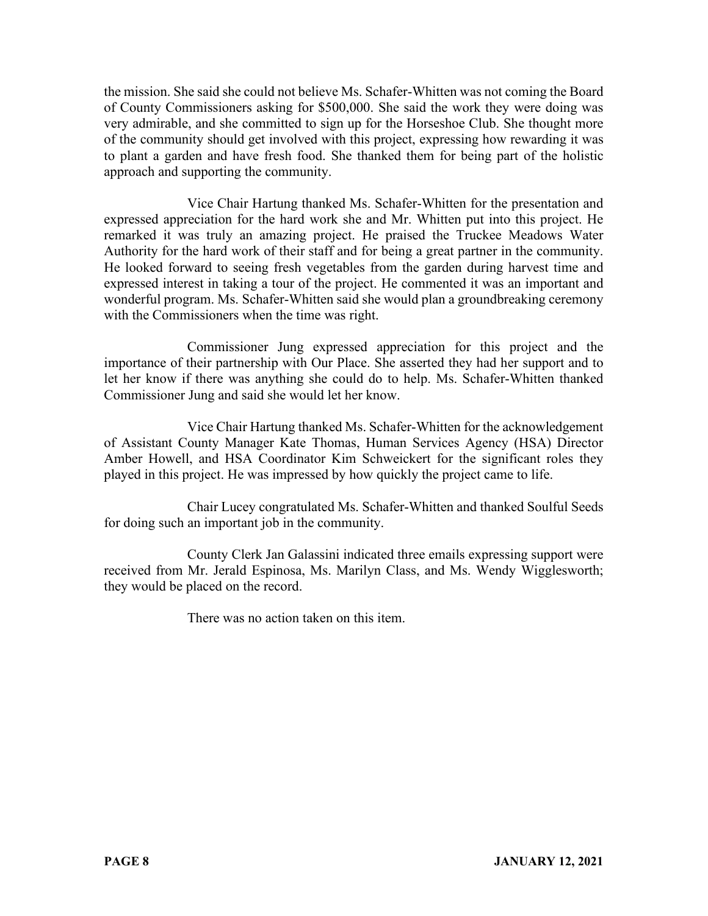the mission. She said she could not believe Ms. Schafer-Whitten was not coming the Board of County Commissioners asking for $500,000. She said the work they were doing was very admirable, and she committed to sign up for the Horseshoe Club. She thought more of the community should get involved with this project, expressing how rewarding it was to plant a garden and have fresh food. She thanked them for being part of the holistic approach and supporting the community.

Vice Chair Hartung thanked Ms. Schafer-Whitten for the presentation and expressed appreciation for the hard work she and Mr. Whitten put into this project. He remarked it was truly an amazing project. He praised the Truckee Meadows Water Authority for the hard work of their staff and for being a great partner in the community. He looked forward to seeing fresh vegetables from the garden during harvest time and expressed interest in taking a tour of the project. He commented it was an important and wonderful program. Ms. Schafer-Whitten said she would plan a groundbreaking ceremony with the Commissioners when the time was right.

Commissioner Jung expressed appreciation for this project and the importance of their partnership with Our Place. She asserted they had her support and to let her know if there was anything she could do to help. Ms. Schafer-Whitten thanked Commissioner Jung and said she would let her know.

Vice Chair Hartung thanked Ms. Schafer-Whitten for the acknowledgement of Assistant County Manager Kate Thomas, Human Services Agency (HSA) Director Amber Howell, and HSA Coordinator Kim Schweickert for the significant roles they played in this project. He was impressed by how quickly the project came to life.

Chair Lucey congratulated Ms. Schafer-Whitten and thanked Soulful Seeds for doing such an important job in the community.

County Clerk Jan Galassini indicated three emails expressing support were received from Mr. Jerald Espinosa, Ms. Marilyn Class, and Ms. Wendy Wigglesworth; they would be placed on the record.

There was no action taken on this item.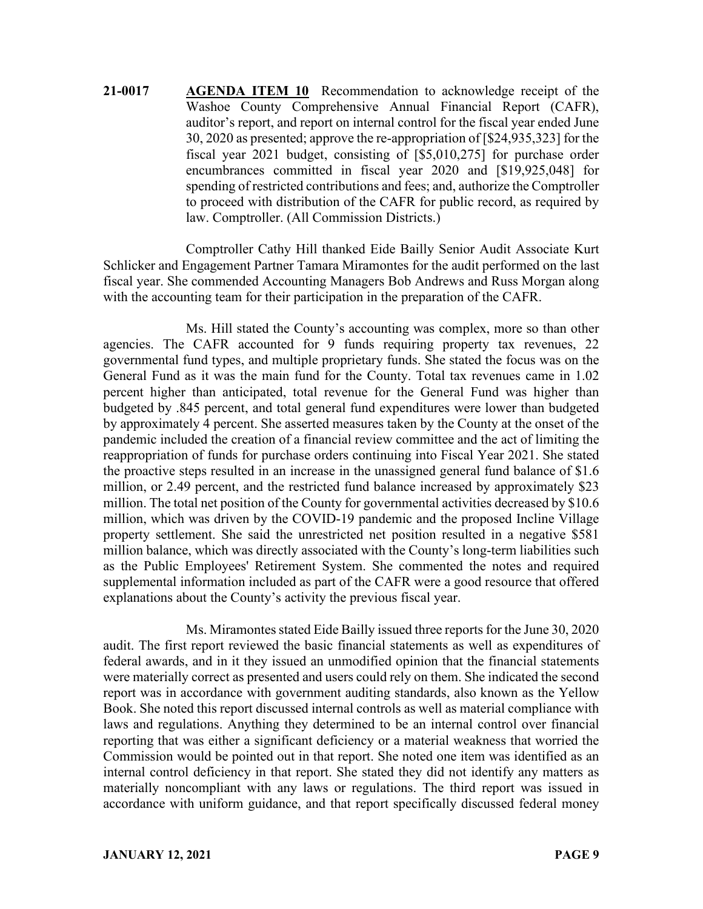**21-0017** **AGENDA ITEM 10** Recommendation to acknowledge receipt of the Washoe County Comprehensive Annual Financial Report (CAFR), auditor's report, and report on internal control for the fiscal year ended June 30, 2020 as presented; approve the re-appropriation of [$24,935,323] for the fiscal year 2021 budget, consisting of [$5,010,275] for purchase order encumbrances committed in fiscal year 2020 and [$19,925,048] for spending of restricted contributions and fees; and, authorize the Comptroller to proceed with distribution of the CAFR for public record, as required by law. Comptroller. (All Commission Districts.)

Comptroller Cathy Hill thanked Eide Bailly Senior Audit Associate Kurt Schlicker and Engagement Partner Tamara Miramontes for the audit performed on the last fiscal year. She commended Accounting Managers Bob Andrews and Russ Morgan along with the accounting team for their participation in the preparation of the CAFR.

Ms. Hill stated the County's accounting was complex, more so than other agencies. The CAFR accounted for 9 funds requiring property tax revenues, 22 governmental fund types, and multiple proprietary funds. She stated the focus was on the General Fund as it was the main fund for the County. Total tax revenues came in 1.02 percent higher than anticipated, total revenue for the General Fund was higher than budgeted by .845 percent, and total general fund expenditures were lower than budgeted by approximately 4 percent. She asserted measures taken by the County at the onset of the pandemic included the creation of a financial review committee and the act of limiting the reappropriation of funds for purchase orders continuing into Fiscal Year 2021. She stated the proactive steps resulted in an increase in the unassigned general fund balance of $1.6 million, or 2.49 percent, and the restricted fund balance increased by approximately $23 million. The total net position of the County for governmental activities decreased by $10.6 million, which was driven by the COVID-19 pandemic and the proposed Incline Village property settlement. She said the unrestricted net position resulted in a negative $581 million balance, which was directly associated with the County's long-term liabilities such as the Public Employees' Retirement System. She commented the notes and required supplemental information included as part of the CAFR were a good resource that offered explanations about the County's activity the previous fiscal year.

Ms. Miramontes stated Eide Bailly issued three reports for the June 30, 2020 audit. The first report reviewed the basic financial statements as well as expenditures of federal awards, and in it they issued an unmodified opinion that the financial statements were materially correct as presented and users could rely on them. She indicated the second report was in accordance with government auditing standards, also known as the Yellow Book. She noted this report discussed internal controls as well as material compliance with laws and regulations. Anything they determined to be an internal control over financial reporting that was either a significant deficiency or a material weakness that worried the Commission would be pointed out in that report. She noted one item was identified as an internal control deficiency in that report. She stated they did not identify any matters as materially noncompliant with any laws or regulations. The third report was issued in accordance with uniform guidance, and that report specifically discussed federal money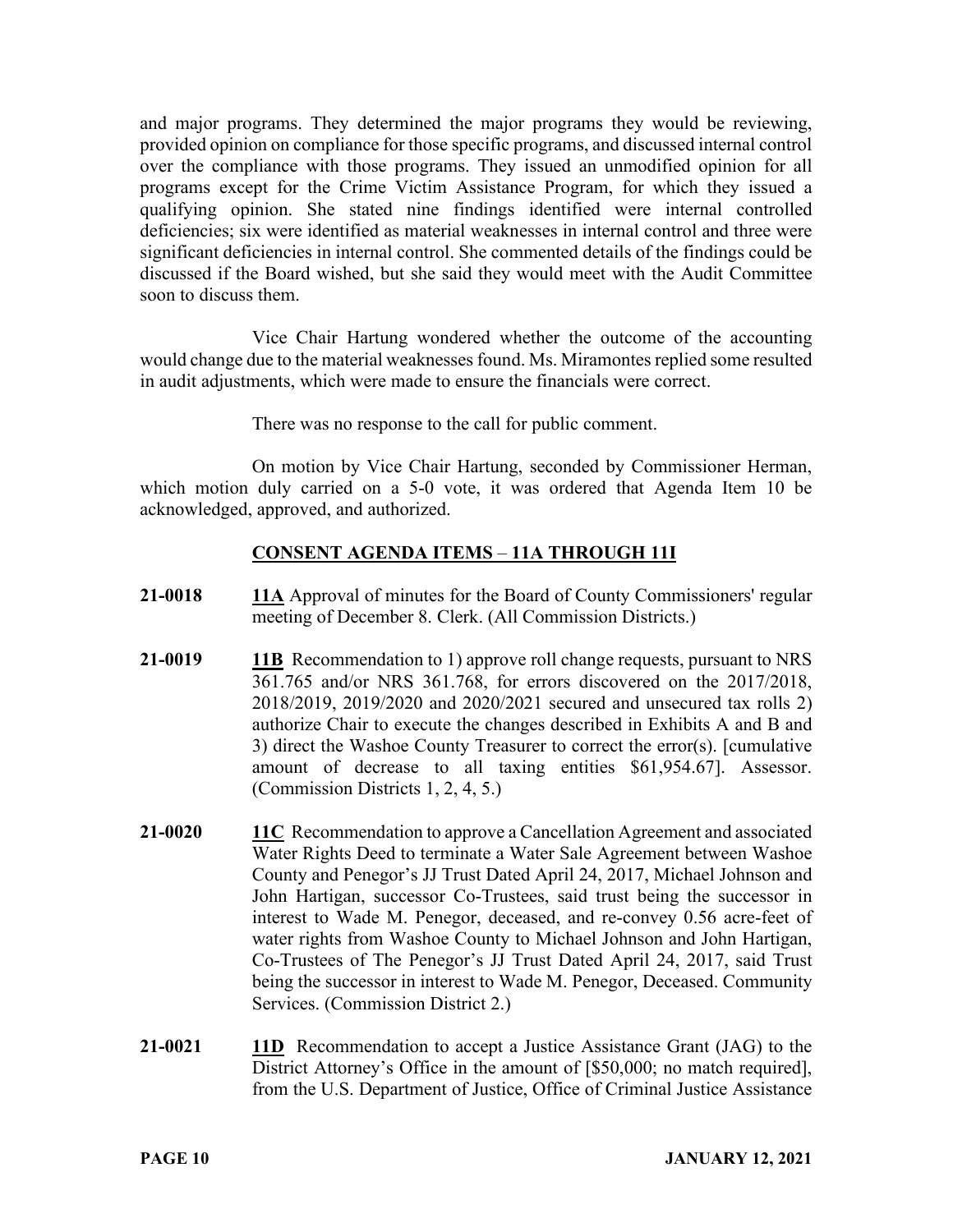and major programs. They determined the major programs they would be reviewing, provided opinion on compliance for those specific programs, and discussed internal control over the compliance with those programs. They issued an unmodified opinion for all programs except for the Crime Victim Assistance Program, for which they issued a qualifying opinion. She stated nine findings identified were internal controlled deficiencies; six were identified as material weaknesses in internal control and three were significant deficiencies in internal control. She commented details of the findings could be discussed if the Board wished, but she said they would meet with the Audit Committee soon to discuss them.

Vice Chair Hartung wondered whether the outcome of the accounting would change due to the material weaknesses found. Ms. Miramontes replied some resulted in audit adjustments, which were made to ensure the financials were correct.

There was no response to the call for public comment.

On motion by Vice Chair Hartung, seconded by Commissioner Herman, which motion duly carried on a 5-0 vote, it was ordered that Agenda Item 10 be acknowledged, approved, and authorized.

## CONSENT AGENDA ITEMS – 11A THROUGH 11I

**21-0018** **11A** Approval of minutes for the Board of County Commissioners' regular meeting of December 8. Clerk. (All Commission Districts.)

**21-0019** **11B** Recommendation to 1) approve roll change requests, pursuant to NRS 361.765 and/or NRS 361.768, for errors discovered on the 2017/2018, 2018/2019, 2019/2020 and 2020/2021 secured and unsecured tax rolls 2) authorize Chair to execute the changes described in Exhibits A and B and 3) direct the Washoe County Treasurer to correct the error(s). [cumulative amount of decrease to all taxing entities $61,954.67]. Assessor. (Commission Districts 1, 2, 4, 5.)

**21-0020** **11C** Recommendation to approve a Cancellation Agreement and associated Water Rights Deed to terminate a Water Sale Agreement between Washoe County and Penegor's JJ Trust Dated April 24, 2017, Michael Johnson and John Hartigan, successor Co-Trustees, said trust being the successor in interest to Wade M. Penegor, deceased, and re-convey 0.56 acre-feet of water rights from Washoe County to Michael Johnson and John Hartigan, Co-Trustees of The Penegor's JJ Trust Dated April 24, 2017, said Trust being the successor in interest to Wade M. Penegor, Deceased. Community Services. (Commission District 2.)

**21-0021** **11D** Recommendation to accept a Justice Assistance Grant (JAG) to the District Attorney's Office in the amount of [$50,000; no match required], from the U.S. Department of Justice, Office of Criminal Justice Assistance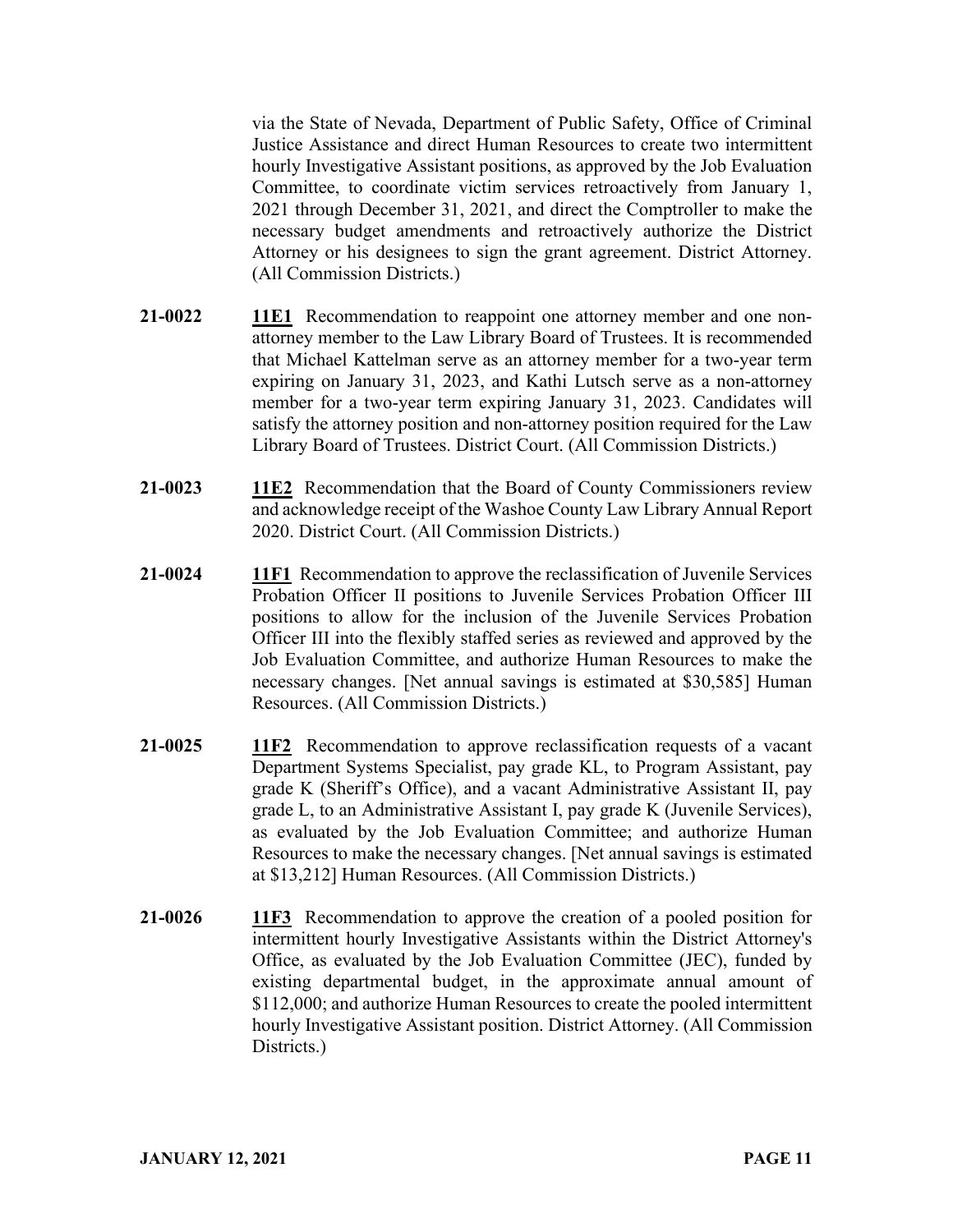via the State of Nevada, Department of Public Safety, Office of Criminal Justice Assistance and direct Human Resources to create two intermittent hourly Investigative Assistant positions, as approved by the Job Evaluation Committee, to coordinate victim services retroactively from January 1, 2021 through December 31, 2021, and direct the Comptroller to make the necessary budget amendments and retroactively authorize the District Attorney or his designees to sign the grant agreement. District Attorney. (All Commission Districts.)

**21-0022** **11E1** Recommendation to reappoint one attorney member and one non-attorney member to the Law Library Board of Trustees. It is recommended that Michael Kattelman serve as an attorney member for a two-year term expiring on January 31, 2023, and Kathi Lutsch serve as a non-attorney member for a two-year term expiring January 31, 2023. Candidates will satisfy the attorney position and non-attorney position required for the Law Library Board of Trustees. District Court. (All Commission Districts.)

**21-0023** **11E2** Recommendation that the Board of County Commissioners review and acknowledge receipt of the Washoe County Law Library Annual Report 2020. District Court. (All Commission Districts.)

**21-0024** **11F1** Recommendation to approve the reclassification of Juvenile Services Probation Officer II positions to Juvenile Services Probation Officer III positions to allow for the inclusion of the Juvenile Services Probation Officer III into the flexibly staffed series as reviewed and approved by the Job Evaluation Committee, and authorize Human Resources to make the necessary changes. [Net annual savings is estimated at $30,585] Human Resources. (All Commission Districts.)

**21-0025** **11F2** Recommendation to approve reclassification requests of a vacant Department Systems Specialist, pay grade KL, to Program Assistant, pay grade K (Sheriff's Office), and a vacant Administrative Assistant II, pay grade L, to an Administrative Assistant I, pay grade K (Juvenile Services), as evaluated by the Job Evaluation Committee; and authorize Human Resources to make the necessary changes. [Net annual savings is estimated at $13,212] Human Resources. (All Commission Districts.)

**21-0026** **11F3** Recommendation to approve the creation of a pooled position for intermittent hourly Investigative Assistants within the District Attorney's Office, as evaluated by the Job Evaluation Committee (JEC), funded by existing departmental budget, in the approximate annual amount of $112,000; and authorize Human Resources to create the pooled intermittent hourly Investigative Assistant position. District Attorney. (All Commission Districts.)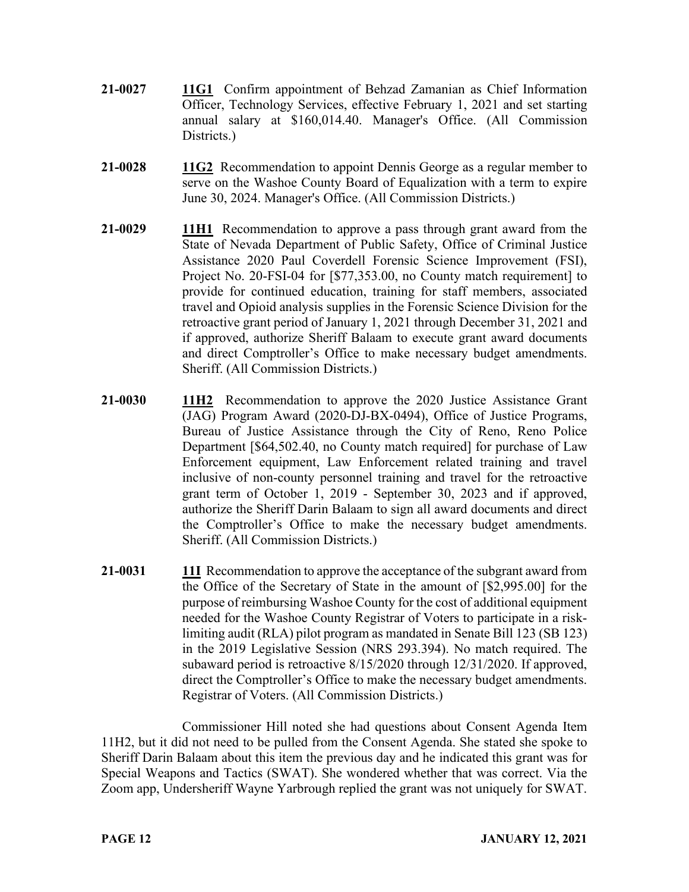**21-0027** **11G1** Confirm appointment of Behzad Zamanian as Chief Information Officer, Technology Services, effective February 1, 2021 and set starting annual salary at $160,014.40. Manager's Office. (All Commission Districts.)

**21-0028** **11G2** Recommendation to appoint Dennis George as a regular member to serve on the Washoe County Board of Equalization with a term to expire June 30, 2024. Manager's Office. (All Commission Districts.)

**21-0029** **11H1** Recommendation to approve a pass through grant award from the State of Nevada Department of Public Safety, Office of Criminal Justice Assistance 2020 Paul Coverdell Forensic Science Improvement (FSI), Project No. 20-FSI-04 for [$77,353.00, no County match requirement] to provide for continued education, training for staff members, associated travel and Opioid analysis supplies in the Forensic Science Division for the retroactive grant period of January 1, 2021 through December 31, 2021 and if approved, authorize Sheriff Balaam to execute grant award documents and direct Comptroller's Office to make necessary budget amendments. Sheriff. (All Commission Districts.)

**21-0030** **11H2** Recommendation to approve the 2020 Justice Assistance Grant (JAG) Program Award (2020-DJ-BX-0494), Office of Justice Programs, Bureau of Justice Assistance through the City of Reno, Reno Police Department [$64,502.40, no County match required] for purchase of Law Enforcement equipment, Law Enforcement related training and travel inclusive of non-county personnel training and travel for the retroactive grant term of October 1, 2019 - September 30, 2023 and if approved, authorize the Sheriff Darin Balaam to sign all award documents and direct the Comptroller's Office to make the necessary budget amendments. Sheriff. (All Commission Districts.)

**21-0031** **11I** Recommendation to approve the acceptance of the subgrant award from the Office of the Secretary of State in the amount of [$2,995.00] for the purpose of reimbursing Washoe County for the cost of additional equipment needed for the Washoe County Registrar of Voters to participate in a risk-limiting audit (RLA) pilot program as mandated in Senate Bill 123 (SB 123) in the 2019 Legislative Session (NRS 293.394). No match required. The subaward period is retroactive 8/15/2020 through 12/31/2020. If approved, direct the Comptroller's Office to make the necessary budget amendments. Registrar of Voters. (All Commission Districts.)

Commissioner Hill noted she had questions about Consent Agenda Item 11H2, but it did not need to be pulled from the Consent Agenda. She stated she spoke to Sheriff Darin Balaam about this item the previous day and he indicated this grant was for Special Weapons and Tactics (SWAT). She wondered whether that was correct. Via the Zoom app, Undersheriff Wayne Yarbrough replied the grant was not uniquely for SWAT.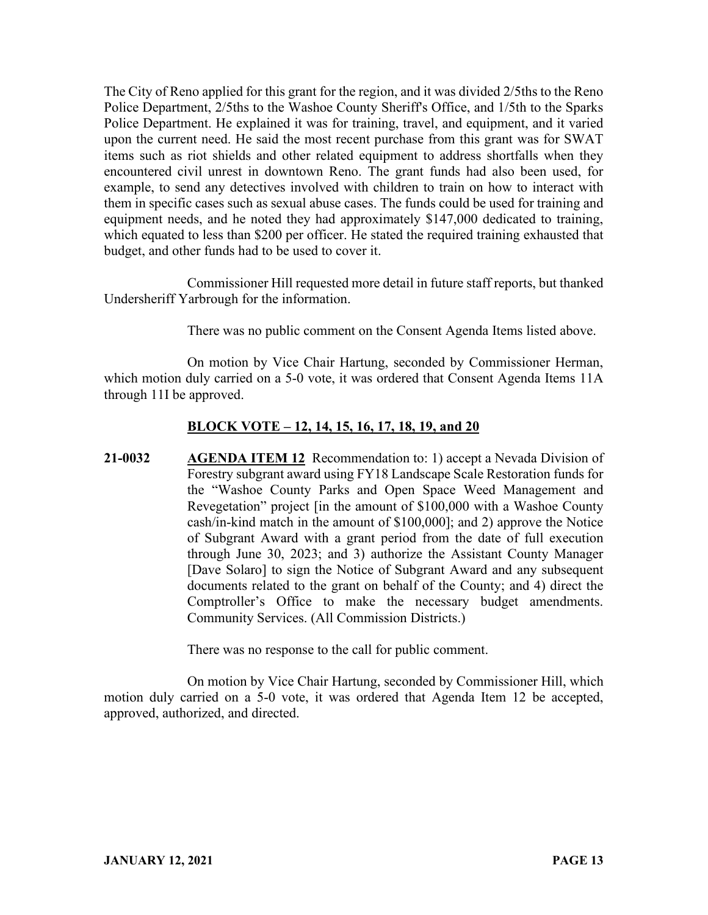The City of Reno applied for this grant for the region, and it was divided 2/5ths to the Reno Police Department, 2/5ths to the Washoe County Sheriff's Office, and 1/5th to the Sparks Police Department. He explained it was for training, travel, and equipment, and it varied upon the current need. He said the most recent purchase from this grant was for SWAT items such as riot shields and other related equipment to address shortfalls when they encountered civil unrest in downtown Reno. The grant funds had also been used, for example, to send any detectives involved with children to train on how to interact with them in specific cases such as sexual abuse cases. The funds could be used for training and equipment needs, and he noted they had approximately $147,000 dedicated to training, which equated to less than $200 per officer. He stated the required training exhausted that budget, and other funds had to be used to cover it.

Commissioner Hill requested more detail in future staff reports, but thanked Undersheriff Yarbrough for the information.

There was no public comment on the Consent Agenda Items listed above.

On motion by Vice Chair Hartung, seconded by Commissioner Herman, which motion duly carried on a 5-0 vote, it was ordered that Consent Agenda Items 11A through 11I be approved.

**BLOCK VOTE – 12, 14, 15, 16, 17, 18, 19, and 20**

**21-0032** **AGENDA ITEM 12** Recommendation to: 1) accept a Nevada Division of Forestry subgrant award using FY18 Landscape Scale Restoration funds for the "Washoe County Parks and Open Space Weed Management and Revegetation" project [in the amount of $100,000 with a Washoe County cash/in-kind match in the amount of $100,000]; and 2) approve the Notice of Subgrant Award with a grant period from the date of full execution through June 30, 2023; and 3) authorize the Assistant County Manager [Dave Solaro] to sign the Notice of Subgrant Award and any subsequent documents related to the grant on behalf of the County; and 4) direct the Comptroller's Office to make the necessary budget amendments. Community Services. (All Commission Districts.)

There was no response to the call for public comment.

On motion by Vice Chair Hartung, seconded by Commissioner Hill, which motion duly carried on a 5-0 vote, it was ordered that Agenda Item 12 be accepted, approved, authorized, and directed.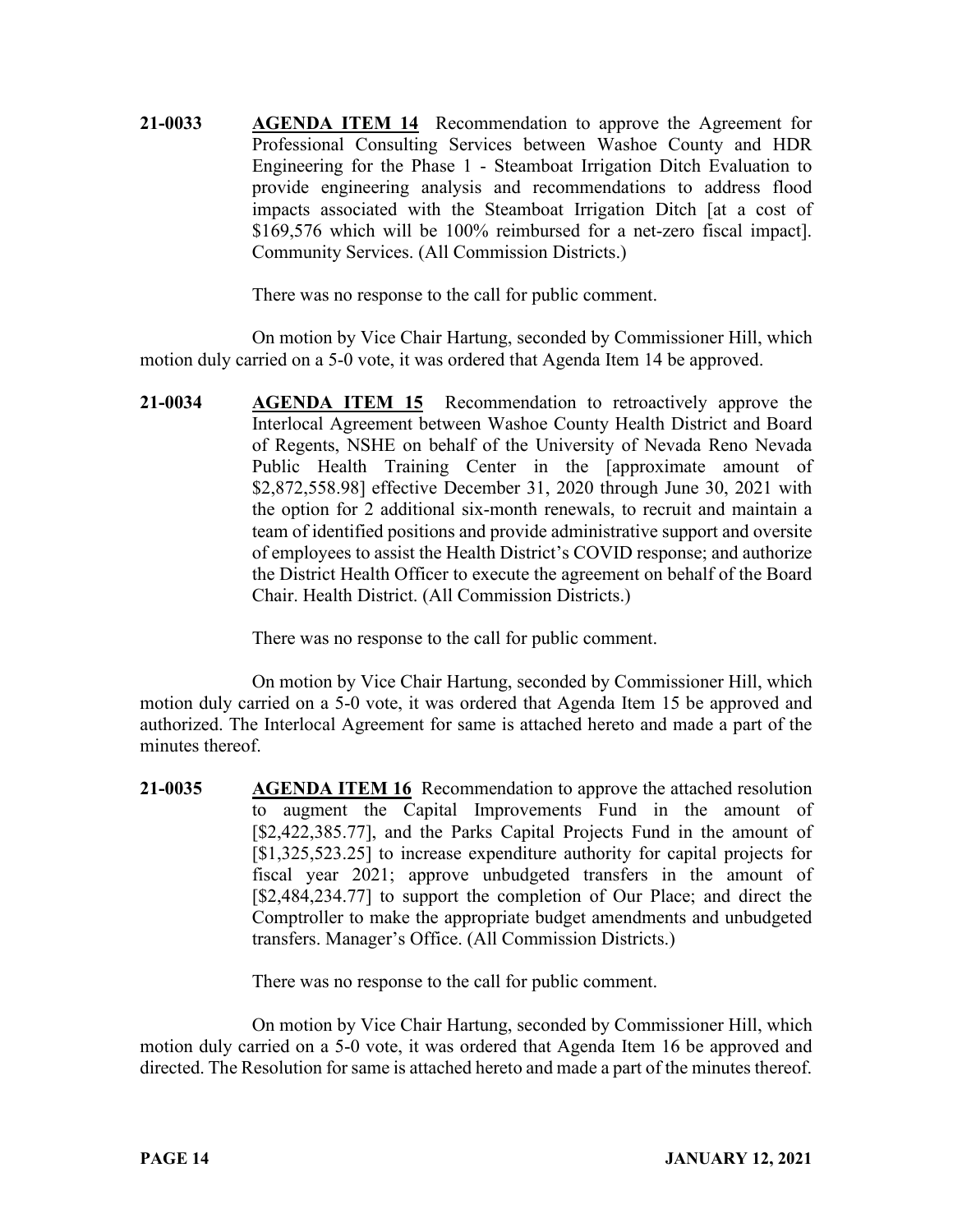**21-0033** **AGENDA ITEM 14** Recommendation to approve the Agreement for Professional Consulting Services between Washoe County and HDR Engineering for the Phase 1 - Steamboat Irrigation Ditch Evaluation to provide engineering analysis and recommendations to address flood impacts associated with the Steamboat Irrigation Ditch [at a cost of $169,576 which will be 100% reimbursed for a net-zero fiscal impact]. Community Services. (All Commission Districts.)

There was no response to the call for public comment.

On motion by Vice Chair Hartung, seconded by Commissioner Hill, which motion duly carried on a 5-0 vote, it was ordered that Agenda Item 14 be approved.

**21-0034** **AGENDA ITEM 15** Recommendation to retroactively approve the Interlocal Agreement between Washoe County Health District and Board of Regents, NSHE on behalf of the University of Nevada Reno Nevada Public Health Training Center in the [approximate amount of $2,872,558.98] effective December 31, 2020 through June 30, 2021 with the option for 2 additional six-month renewals, to recruit and maintain a team of identified positions and provide administrative support and oversite of employees to assist the Health District's COVID response; and authorize the District Health Officer to execute the agreement on behalf of the Board Chair. Health District. (All Commission Districts.)

There was no response to the call for public comment.

On motion by Vice Chair Hartung, seconded by Commissioner Hill, which motion duly carried on a 5-0 vote, it was ordered that Agenda Item 15 be approved and authorized. The Interlocal Agreement for same is attached hereto and made a part of the minutes thereof.

**21-0035** **AGENDA ITEM 16** Recommendation to approve the attached resolution to augment the Capital Improvements Fund in the amount of [$2,422,385.77], and the Parks Capital Projects Fund in the amount of [$1,325,523.25] to increase expenditure authority for capital projects for fiscal year 2021; approve unbudgeted transfers in the amount of [$2,484,234.77] to support the completion of Our Place; and direct the Comptroller to make the appropriate budget amendments and unbudgeted transfers. Manager's Office. (All Commission Districts.)

There was no response to the call for public comment.

On motion by Vice Chair Hartung, seconded by Commissioner Hill, which motion duly carried on a 5-0 vote, it was ordered that Agenda Item 16 be approved and directed. The Resolution for same is attached hereto and made a part of the minutes thereof.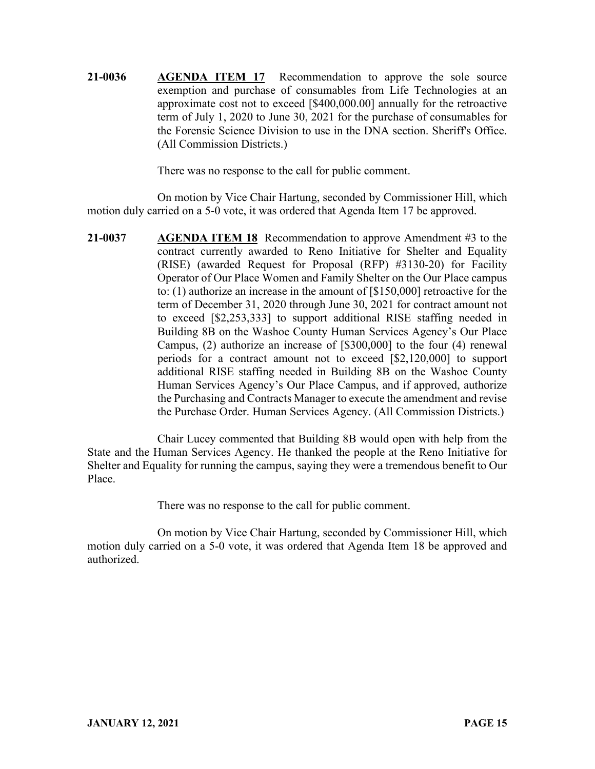**21-0036** **AGENDA ITEM 17** Recommendation to approve the sole source exemption and purchase of consumables from Life Technologies at an approximate cost not to exceed [$400,000.00] annually for the retroactive term of July 1, 2020 to June 30, 2021 for the purchase of consumables for the Forensic Science Division to use in the DNA section. Sheriff's Office. (All Commission Districts.)

There was no response to the call for public comment.

On motion by Vice Chair Hartung, seconded by Commissioner Hill, which motion duly carried on a 5-0 vote, it was ordered that Agenda Item 17 be approved.

**21-0037** **AGENDA ITEM 18** Recommendation to approve Amendment #3 to the contract currently awarded to Reno Initiative for Shelter and Equality (RISE) (awarded Request for Proposal (RFP) #3130-20) for Facility Operator of Our Place Women and Family Shelter on the Our Place campus to: (1) authorize an increase in the amount of [$150,000] retroactive for the term of December 31, 2020 through June 30, 2021 for contract amount not to exceed [$2,253,333] to support additional RISE staffing needed in Building 8B on the Washoe County Human Services Agency's Our Place Campus, (2) authorize an increase of [$300,000] to the four (4) renewal periods for a contract amount not to exceed [$2,120,000] to support additional RISE staffing needed in Building 8B on the Washoe County Human Services Agency's Our Place Campus, and if approved, authorize the Purchasing and Contracts Manager to execute the amendment and revise the Purchase Order. Human Services Agency. (All Commission Districts.)

Chair Lucey commented that Building 8B would open with help from the State and the Human Services Agency. He thanked the people at the Reno Initiative for Shelter and Equality for running the campus, saying they were a tremendous benefit to Our Place.

There was no response to the call for public comment.

On motion by Vice Chair Hartung, seconded by Commissioner Hill, which motion duly carried on a 5-0 vote, it was ordered that Agenda Item 18 be approved and authorized.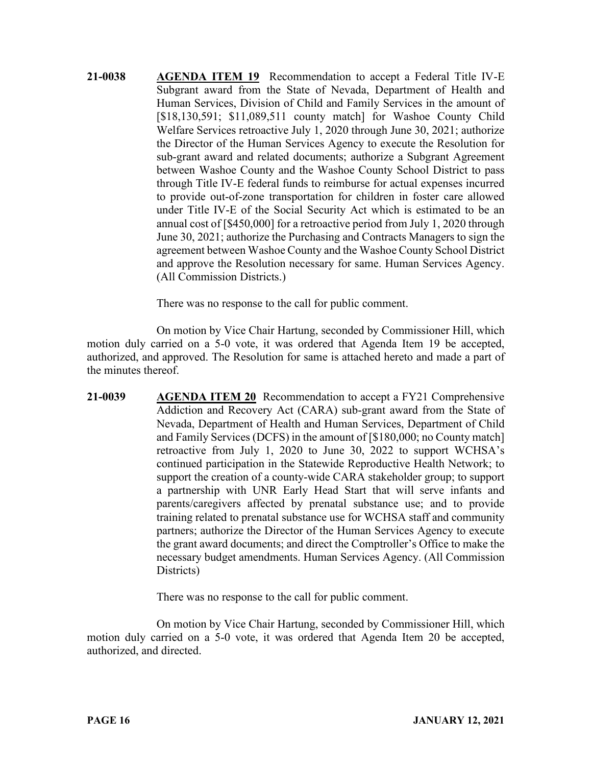**21-0038** **AGENDA ITEM 19** Recommendation to accept a Federal Title IV-E Subgrant award from the State of Nevada, Department of Health and Human Services, Division of Child and Family Services in the amount of [$18,130,591; $11,089,511 county match] for Washoe County Child Welfare Services retroactive July 1, 2020 through June 30, 2021; authorize the Director of the Human Services Agency to execute the Resolution for sub-grant award and related documents; authorize a Subgrant Agreement between Washoe County and the Washoe County School District to pass through Title IV-E federal funds to reimburse for actual expenses incurred to provide out-of-zone transportation for children in foster care allowed under Title IV-E of the Social Security Act which is estimated to be an annual cost of [$450,000] for a retroactive period from July 1, 2020 through June 30, 2021; authorize the Purchasing and Contracts Managers to sign the agreement between Washoe County and the Washoe County School District and approve the Resolution necessary for same. Human Services Agency. (All Commission Districts.)

There was no response to the call for public comment.

On motion by Vice Chair Hartung, seconded by Commissioner Hill, which motion duly carried on a 5-0 vote, it was ordered that Agenda Item 19 be accepted, authorized, and approved. The Resolution for same is attached hereto and made a part of the minutes thereof.

**21-0039** **AGENDA ITEM 20** Recommendation to accept a FY21 Comprehensive Addiction and Recovery Act (CARA) sub-grant award from the State of Nevada, Department of Health and Human Services, Department of Child and Family Services (DCFS) in the amount of [$180,000; no County match] retroactive from July 1, 2020 to June 30, 2022 to support WCHSA's continued participation in the Statewide Reproductive Health Network; to support the creation of a county-wide CARA stakeholder group; to support a partnership with UNR Early Head Start that will serve infants and parents/caregivers affected by prenatal substance use; and to provide training related to prenatal substance use for WCHSA staff and community partners; authorize the Director of the Human Services Agency to execute the grant award documents; and direct the Comptroller's Office to make the necessary budget amendments. Human Services Agency. (All Commission Districts)

There was no response to the call for public comment.

On motion by Vice Chair Hartung, seconded by Commissioner Hill, which motion duly carried on a 5-0 vote, it was ordered that Agenda Item 20 be accepted, authorized, and directed.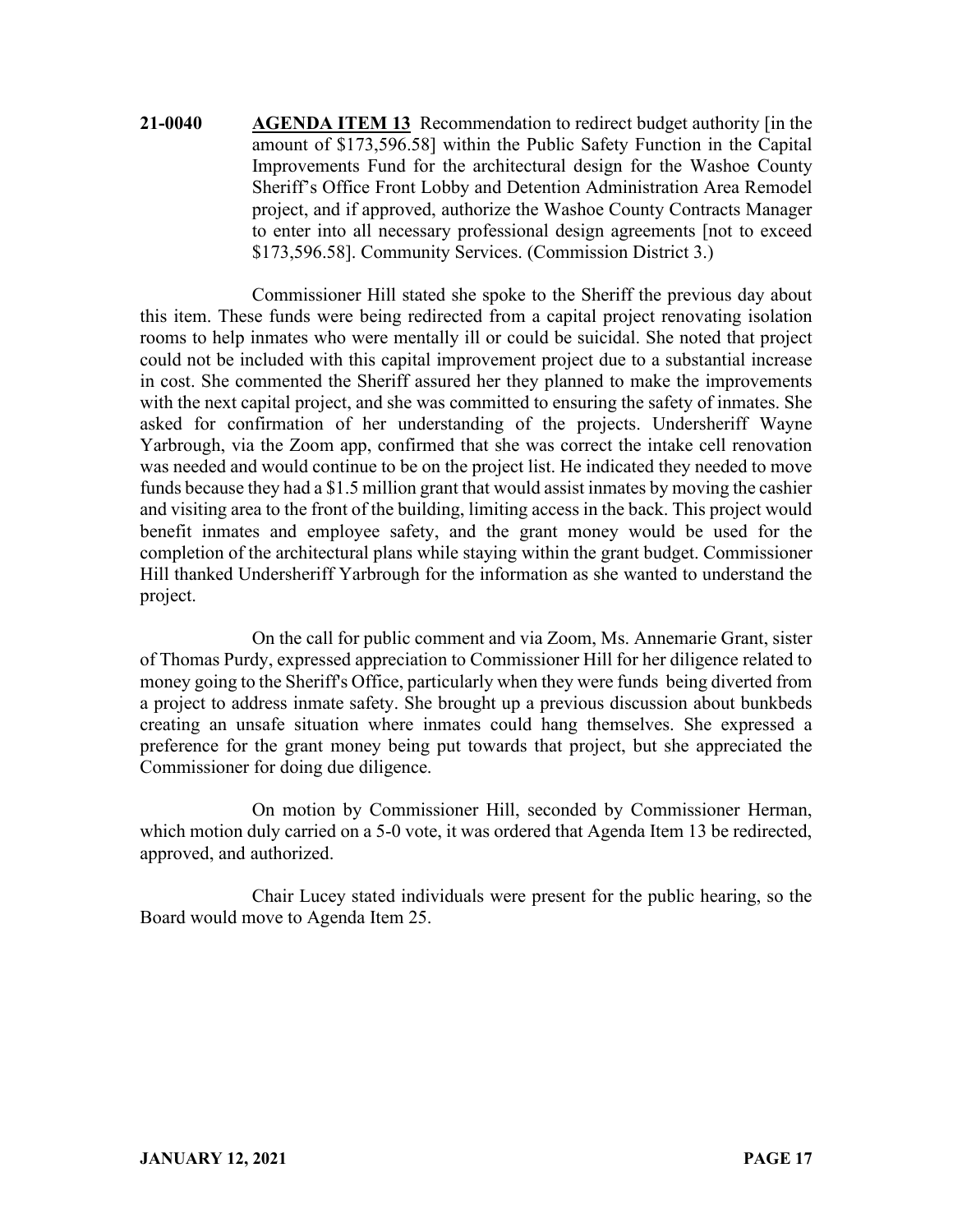**21-0040** **AGENDA ITEM 13** Recommendation to redirect budget authority [in the amount of $173,596.58] within the Public Safety Function in the Capital Improvements Fund for the architectural design for the Washoe County Sheriff's Office Front Lobby and Detention Administration Area Remodel project, and if approved, authorize the Washoe County Contracts Manager to enter into all necessary professional design agreements [not to exceed $173,596.58]. Community Services. (Commission District 3.)

Commissioner Hill stated she spoke to the Sheriff the previous day about this item. These funds were being redirected from a capital project renovating isolation rooms to help inmates who were mentally ill or could be suicidal. She noted that project could not be included with this capital improvement project due to a substantial increase in cost. She commented the Sheriff assured her they planned to make the improvements with the next capital project, and she was committed to ensuring the safety of inmates. She asked for confirmation of her understanding of the projects. Undersheriff Wayne Yarbrough, via the Zoom app, confirmed that she was correct the intake cell renovation was needed and would continue to be on the project list. He indicated they needed to move funds because they had a $1.5 million grant that would assist inmates by moving the cashier and visiting area to the front of the building, limiting access in the back. This project would benefit inmates and employee safety, and the grant money would be used for the completion of the architectural plans while staying within the grant budget. Commissioner Hill thanked Undersheriff Yarbrough for the information as she wanted to understand the project.

On the call for public comment and via Zoom, Ms. Annemarie Grant, sister of Thomas Purdy, expressed appreciation to Commissioner Hill for her diligence related to money going to the Sheriff's Office, particularly when they were funds being diverted from a project to address inmate safety. She brought up a previous discussion about bunkbeds creating an unsafe situation where inmates could hang themselves. She expressed a preference for the grant money being put towards that project, but she appreciated the Commissioner for doing due diligence.

On motion by Commissioner Hill, seconded by Commissioner Herman, which motion duly carried on a 5-0 vote, it was ordered that Agenda Item 13 be redirected, approved, and authorized.

Chair Lucey stated individuals were present for the public hearing, so the Board would move to Agenda Item 25.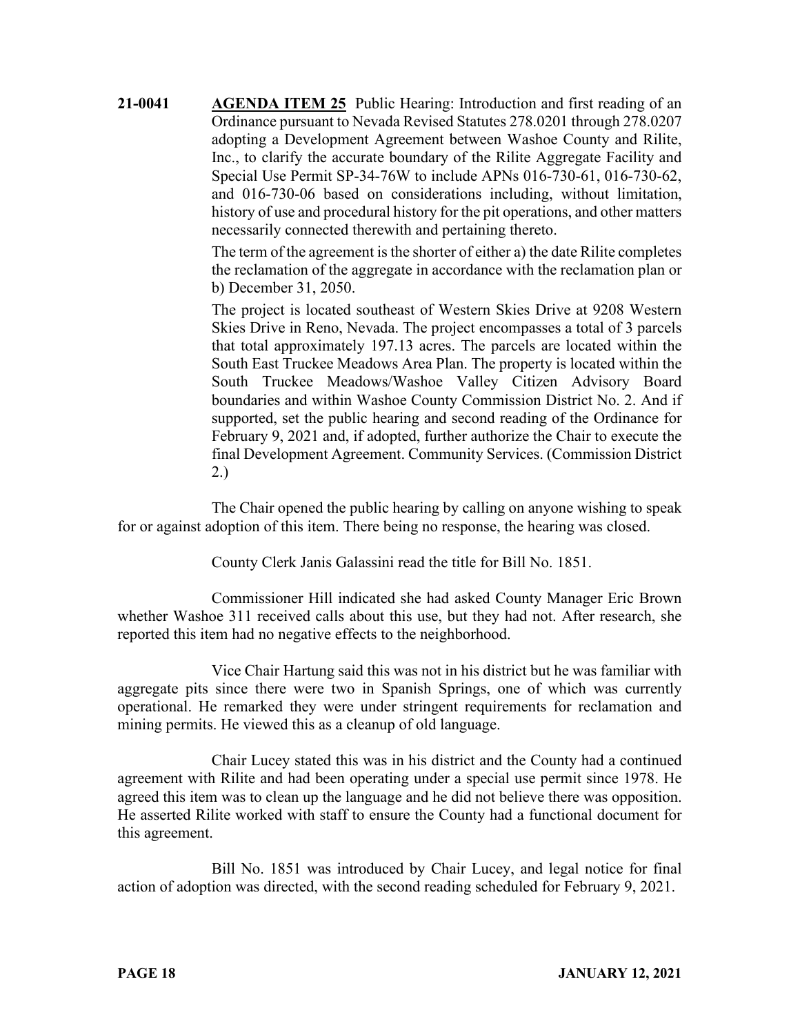**21-0041** **AGENDA ITEM 25** Public Hearing: Introduction and first reading of an Ordinance pursuant to Nevada Revised Statutes 278.0201 through 278.0207 adopting a Development Agreement between Washoe County and Rilite, Inc., to clarify the accurate boundary of the Rilite Aggregate Facility and Special Use Permit SP-34-76W to include APNs 016-730-61, 016-730-62, and 016-730-06 based on considerations including, without limitation, history of use and procedural history for the pit operations, and other matters necessarily connected therewith and pertaining thereto.

The term of the agreement is the shorter of either a) the date Rilite completes the reclamation of the aggregate in accordance with the reclamation plan or b) December 31, 2050.

The project is located southeast of Western Skies Drive at 9208 Western Skies Drive in Reno, Nevada. The project encompasses a total of 3 parcels that total approximately 197.13 acres. The parcels are located within the South East Truckee Meadows Area Plan. The property is located within the South Truckee Meadows/Washoe Valley Citizen Advisory Board boundaries and within Washoe County Commission District No. 2. And if supported, set the public hearing and second reading of the Ordinance for February 9, 2021 and, if adopted, further authorize the Chair to execute the final Development Agreement. Community Services. (Commission District 2.)

The Chair opened the public hearing by calling on anyone wishing to speak for or against adoption of this item. There being no response, the hearing was closed.

County Clerk Janis Galassini read the title for Bill No. 1851.

Commissioner Hill indicated she had asked County Manager Eric Brown whether Washoe 311 received calls about this use, but they had not. After research, she reported this item had no negative effects to the neighborhood.

Vice Chair Hartung said this was not in his district but he was familiar with aggregate pits since there were two in Spanish Springs, one of which was currently operational. He remarked they were under stringent requirements for reclamation and mining permits. He viewed this as a cleanup of old language.

Chair Lucey stated this was in his district and the County had a continued agreement with Rilite and had been operating under a special use permit since 1978. He agreed this item was to clean up the language and he did not believe there was opposition. He asserted Rilite worked with staff to ensure the County had a functional document for this agreement.

Bill No. 1851 was introduced by Chair Lucey, and legal notice for final action of adoption was directed, with the second reading scheduled for February 9, 2021.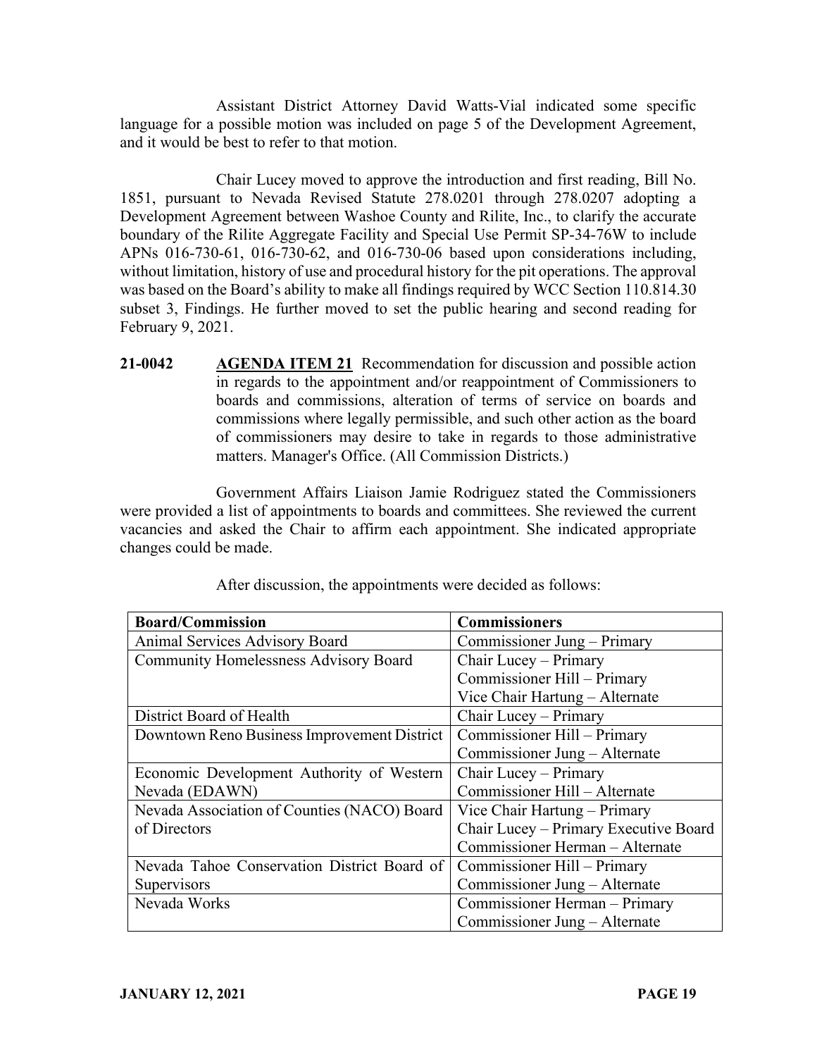Assistant District Attorney David Watts-Vial indicated some specific language for a possible motion was included on page 5 of the Development Agreement, and it would be best to refer to that motion.

Chair Lucey moved to approve the introduction and first reading, Bill No. 1851, pursuant to Nevada Revised Statute 278.0201 through 278.0207 adopting a Development Agreement between Washoe County and Rilite, Inc., to clarify the accurate boundary of the Rilite Aggregate Facility and Special Use Permit SP-34-76W to include APNs 016-730-61, 016-730-62, and 016-730-06 based upon considerations including, without limitation, history of use and procedural history for the pit operations. The approval was based on the Board's ability to make all findings required by WCC Section 110.814.30 subset 3, Findings. He further moved to set the public hearing and second reading for February 9, 2021.

**21-0042** **AGENDA ITEM 21** Recommendation for discussion and possible action in regards to the appointment and/or reappointment of Commissioners to boards and commissions, alteration of terms of service on boards and commissions where legally permissible, and such other action as the board of commissioners may desire to take in regards to those administrative matters. Manager's Office. (All Commission Districts.)

Government Affairs Liaison Jamie Rodriguez stated the Commissioners were provided a list of appointments to boards and committees. She reviewed the current vacancies and asked the Chair to affirm each appointment. She indicated appropriate changes could be made.

After discussion, the appointments were decided as follows:

| **Board/Commission** | **Commissioners** |
|---|---|
| Animal Services Advisory Board | Commissioner Jung – Primary |
| Community Homelessness Advisory Board | Chair Lucey – Primary<br>Commissioner Hill – Primary<br>Vice Chair Hartung – Alternate |
| District Board of Health | Chair Lucey – Primary |
| Downtown Reno Business Improvement District | Commissioner Hill – Primary<br>Commissioner Jung – Alternate |
| Economic Development Authority of Western Nevada (EDAWN) | Chair Lucey – Primary<br>Commissioner Hill – Alternate |
| Nevada Association of Counties (NACO) Board of Directors | Vice Chair Hartung – Primary<br>Chair Lucey – Primary Executive Board<br>Commissioner Herman – Alternate |
| Nevada Tahoe Conservation District Board of Supervisors | Commissioner Hill – Primary<br>Commissioner Jung – Alternate |
| Nevada Works | Commissioner Herman – Primary<br>Commissioner Jung – Alternate |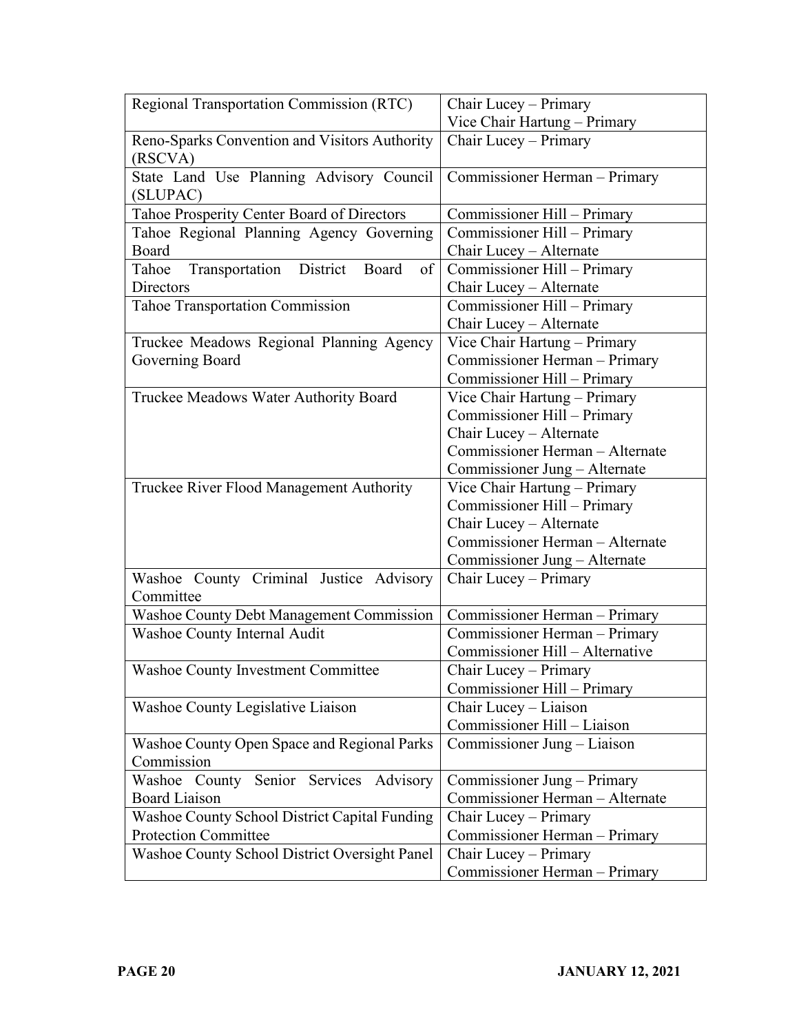| Regional Transportation Commission (RTC) | Chair Lucey – Primary<br>Vice Chair Hartung – Primary |
|---|---|
| Reno-Sparks Convention and Visitors Authority (RSCVA) | Chair Lucey – Primary |
| State Land Use Planning Advisory Council (SLUPAC) | Commissioner Herman – Primary |
| Tahoe Prosperity Center Board of Directors | Commissioner Hill – Primary |
| Tahoe Regional Planning Agency Governing Board | Commissioner Hill – Primary<br>Chair Lucey – Alternate |
| Tahoe Transportation District Board of Directors | Commissioner Hill – Primary<br>Chair Lucey – Alternate |
| Tahoe Transportation Commission | Commissioner Hill – Primary<br>Chair Lucey – Alternate |
| Truckee Meadows Regional Planning Agency Governing Board | Vice Chair Hartung – Primary<br>Commissioner Herman – Primary<br>Commissioner Hill – Primary |
| Truckee Meadows Water Authority Board | Vice Chair Hartung – Primary<br>Commissioner Hill – Primary<br>Chair Lucey – Alternate<br>Commissioner Herman – Alternate<br>Commissioner Jung – Alternate |
| Truckee River Flood Management Authority | Vice Chair Hartung – Primary<br>Commissioner Hill – Primary<br>Chair Lucey – Alternate<br>Commissioner Herman – Alternate<br>Commissioner Jung – Alternate |
| Washoe County Criminal Justice Advisory Committee | Chair Lucey – Primary |
| Washoe County Debt Management Commission | Commissioner Herman – Primary |
| Washoe County Internal Audit | Commissioner Herman – Primary<br>Commissioner Hill – Alternative |
| Washoe County Investment Committee | Chair Lucey – Primary<br>Commissioner Hill – Primary |
| Washoe County Legislative Liaison | Chair Lucey – Liaison<br>Commissioner Hill – Liaison |
| Washoe County Open Space and Regional Parks Commission | Commissioner Jung – Liaison |
| Washoe County Senior Services Advisory Board Liaison | Commissioner Jung – Primary<br>Commissioner Herman – Alternate |
| Washoe County School District Capital Funding Protection Committee | Chair Lucey – Primary<br>Commissioner Herman – Primary |
| Washoe County School District Oversight Panel | Chair Lucey – Primary<br>Commissioner Herman – Primary |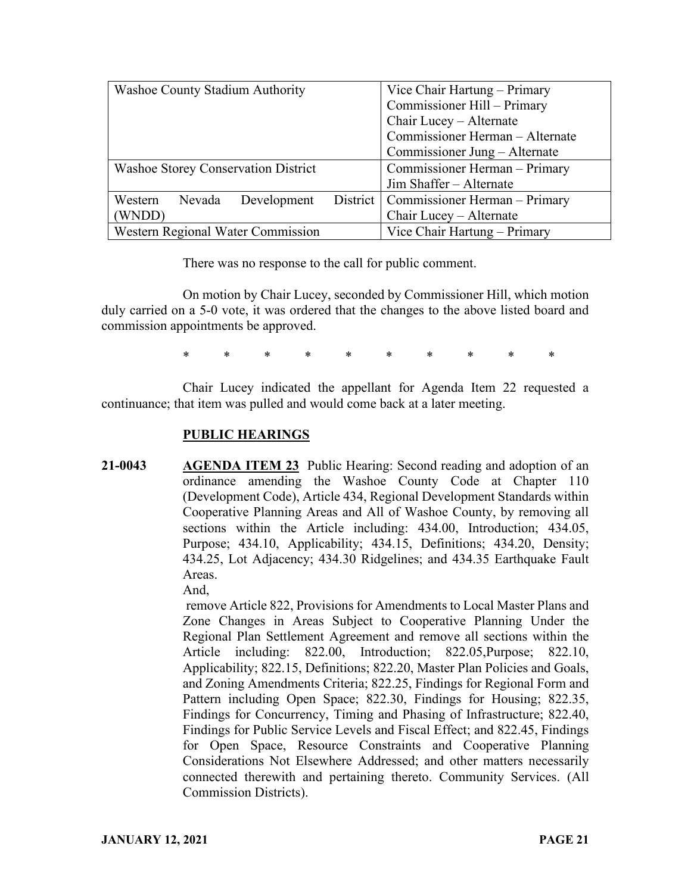| Washoe County Stadium Authority | Vice Chair Hartung – Primary<br>Commissioner Hill – Primary<br>Chair Lucey – Alternate<br>Commissioner Herman – Alternate<br>Commissioner Jung – Alternate |
| --- | --- |
| Washoe Storey Conservation District | Commissioner Herman – Primary<br>Jim Shaffer – Alternate |
| Western Nevada Development District (WNDD) | Commissioner Herman – Primary<br>Chair Lucey – Alternate |
| Western Regional Water Commission | Vice Chair Hartung – Primary |

There was no response to the call for public comment.

On motion by Chair Lucey, seconded by Commissioner Hill, which motion duly carried on a 5-0 vote, it was ordered that the changes to the above listed board and commission appointments be approved.

\* \* \* \* \* \* \* \* \* \*

Chair Lucey indicated the appellant for Agenda Item 22 requested a continuance; that item was pulled and would come back at a later meeting.

## PUBLIC HEARINGS

**21-0043** **AGENDA ITEM 23** Public Hearing: Second reading and adoption of an ordinance amending the Washoe County Code at Chapter 110 (Development Code), Article 434, Regional Development Standards within Cooperative Planning Areas and All of Washoe County, by removing all sections within the Article including: 434.00, Introduction; 434.05, Purpose; 434.10, Applicability; 434.15, Definitions; 434.20, Density; 434.25, Lot Adjacency; 434.30 Ridgelines; and 434.35 Earthquake Fault Areas.

And,

remove Article 822, Provisions for Amendments to Local Master Plans and Zone Changes in Areas Subject to Cooperative Planning Under the Regional Plan Settlement Agreement and remove all sections within the Article including: 822.00, Introduction; 822.05,Purpose; 822.10, Applicability; 822.15, Definitions; 822.20, Master Plan Policies and Goals, and Zoning Amendments Criteria; 822.25, Findings for Regional Form and Pattern including Open Space; 822.30, Findings for Housing; 822.35, Findings for Concurrency, Timing and Phasing of Infrastructure; 822.40, Findings for Public Service Levels and Fiscal Effect; and 822.45, Findings for Open Space, Resource Constraints and Cooperative Planning Considerations Not Elsewhere Addressed; and other matters necessarily connected therewith and pertaining thereto. Community Services. (All Commission Districts).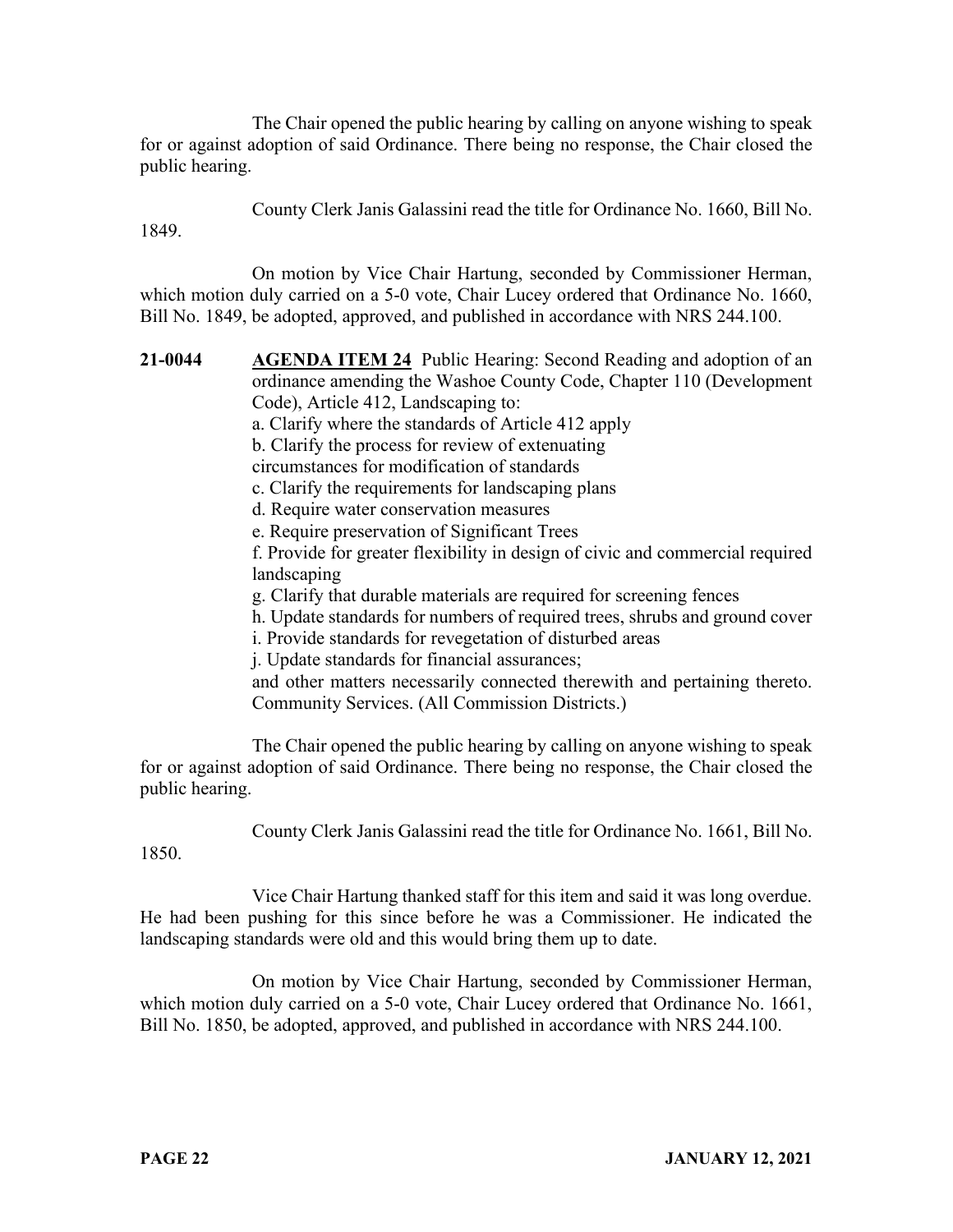The Chair opened the public hearing by calling on anyone wishing to speak for or against adoption of said Ordinance. There being no response, the Chair closed the public hearing.

County Clerk Janis Galassini read the title for Ordinance No. 1660, Bill No. 1849.

On motion by Vice Chair Hartung, seconded by Commissioner Herman, which motion duly carried on a 5-0 vote, Chair Lucey ordered that Ordinance No. 1660, Bill No. 1849, be adopted, approved, and published in accordance with NRS 244.100.

**21-0044** **AGENDA ITEM 24** Public Hearing: Second Reading and adoption of an ordinance amending the Washoe County Code, Chapter 110 (Development Code), Article 412, Landscaping to:

a. Clarify where the standards of Article 412 apply

b. Clarify the process for review of extenuating circumstances for modification of standards

c. Clarify the requirements for landscaping plans

d. Require water conservation measures

e. Require preservation of Significant Trees

f. Provide for greater flexibility in design of civic and commercial required landscaping

g. Clarify that durable materials are required for screening fences

h. Update standards for numbers of required trees, shrubs and ground cover

i. Provide standards for revegetation of disturbed areas

j. Update standards for financial assurances;

and other matters necessarily connected therewith and pertaining thereto. Community Services. (All Commission Districts.)

The Chair opened the public hearing by calling on anyone wishing to speak for or against adoption of said Ordinance. There being no response, the Chair closed the public hearing.

County Clerk Janis Galassini read the title for Ordinance No. 1661, Bill No. 1850.

Vice Chair Hartung thanked staff for this item and said it was long overdue. He had been pushing for this since before he was a Commissioner. He indicated the landscaping standards were old and this would bring them up to date.

On motion by Vice Chair Hartung, seconded by Commissioner Herman, which motion duly carried on a 5-0 vote, Chair Lucey ordered that Ordinance No. 1661, Bill No. 1850, be adopted, approved, and published in accordance with NRS 244.100.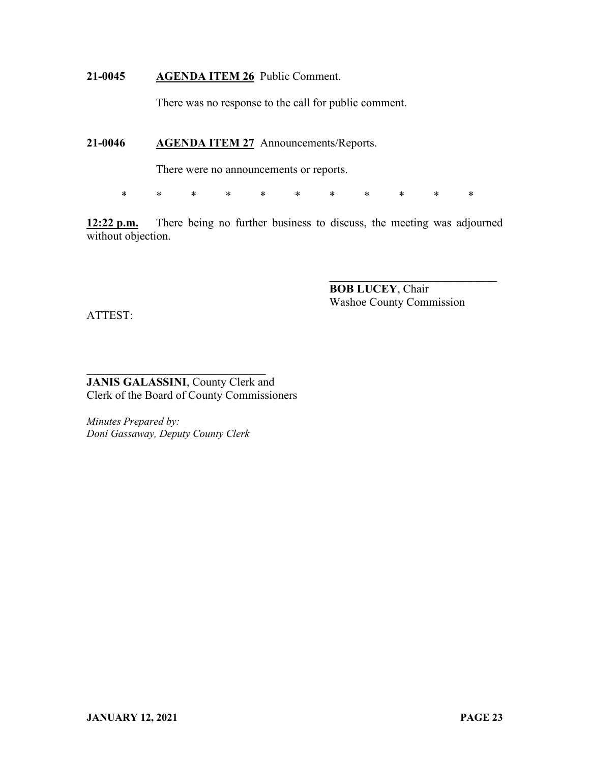**21-0045** **AGENDA ITEM 26** Public Comment.

There was no response to the call for public comment.

**21-0046** **AGENDA ITEM 27** Announcements/Reports.

There were no announcements or reports.

\* \* \* \* \* \* \* \* \* \* \*

**12:22 p.m.** There being no further business to discuss, the meeting was adjourned without objection.

\_\_\_\_\_\_\_\_\_\_\_\_\_\_\_\_\_\_\_\_\_\_\_\_\_\_\_\_\_\_
**BOB LUCEY**, Chair
Washoe County Commission

ATTEST:

\_\_\_\_\_\_\_\_\_\_\_\_\_\_\_\_\_\_\_\_\_\_\_\_\_\_\_\_\_\_
**JANIS GALASSINI**, County Clerk and
Clerk of the Board of County Commissioners

*Minutes Prepared by:*
*Doni Gassaway, Deputy County Clerk*